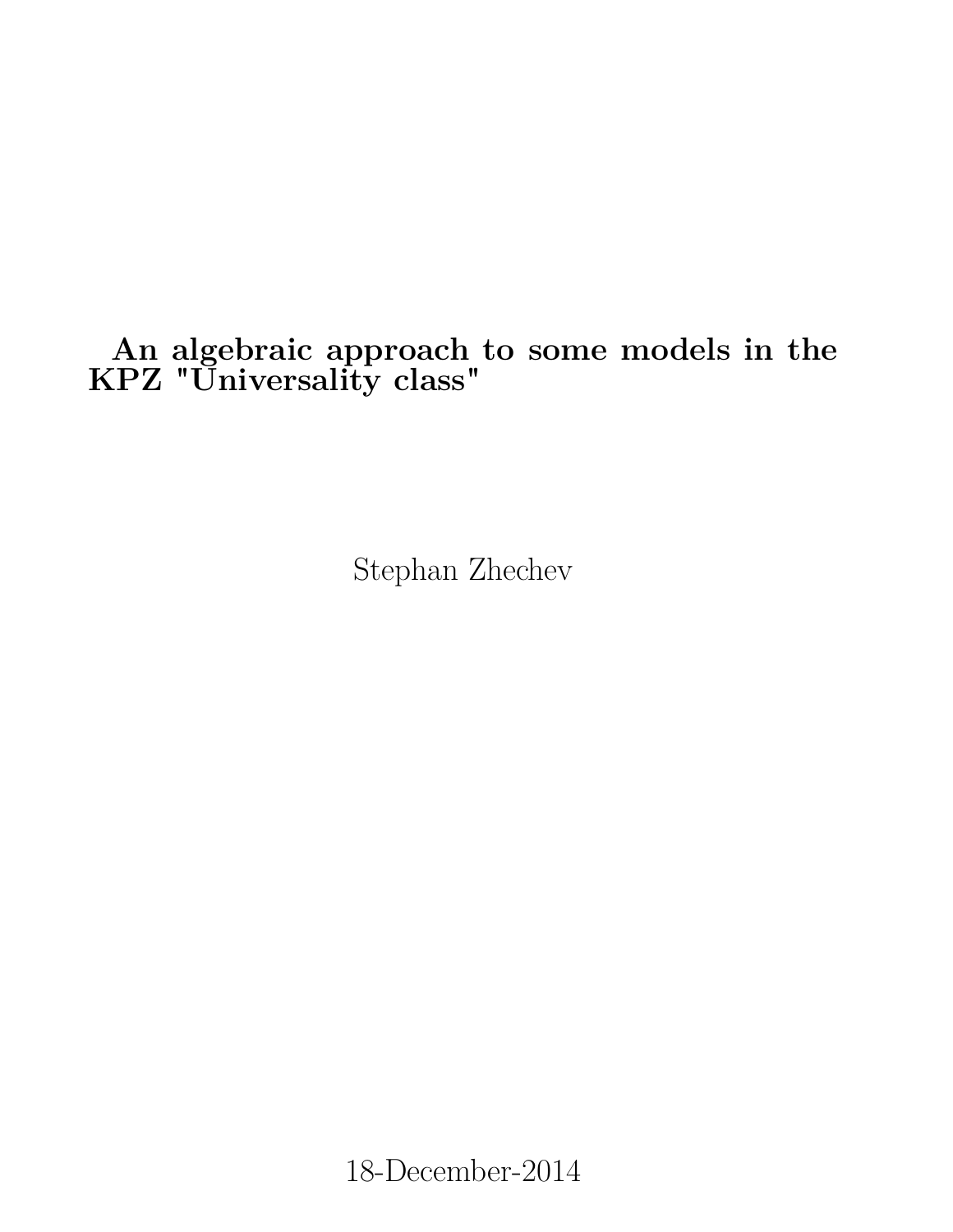# An algebraic approach to some models in the KPZ "Universality class"

Stephan Zhechev

18-December-2014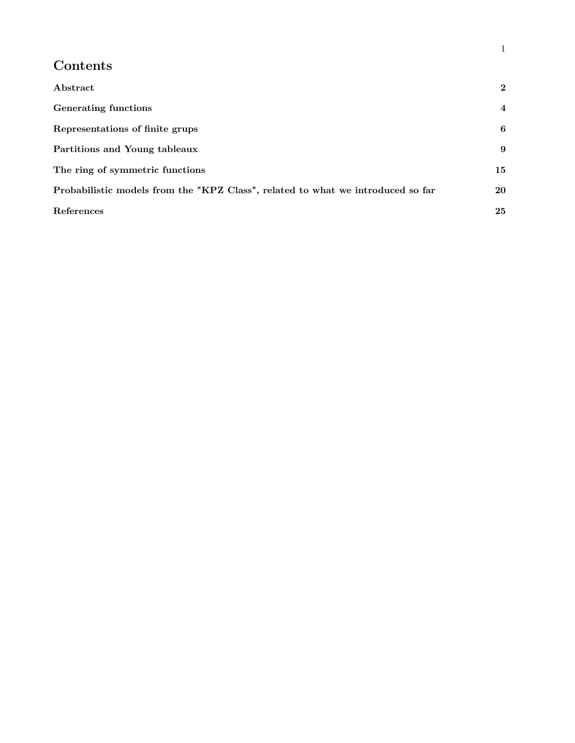# Contents

| | |
|---|---|
| **Abstract** | **2** |
| **Generating functions** | **4** |
| **Representations of finite grups** | **6** |
| **Partitions and Young tableaux** | **9** |
| **The ring of symmetric functions** | **15** |
| **Probabilistic models from the "KPZ Class", related to what we introduced so far** | **20** |
| **References** | **25** |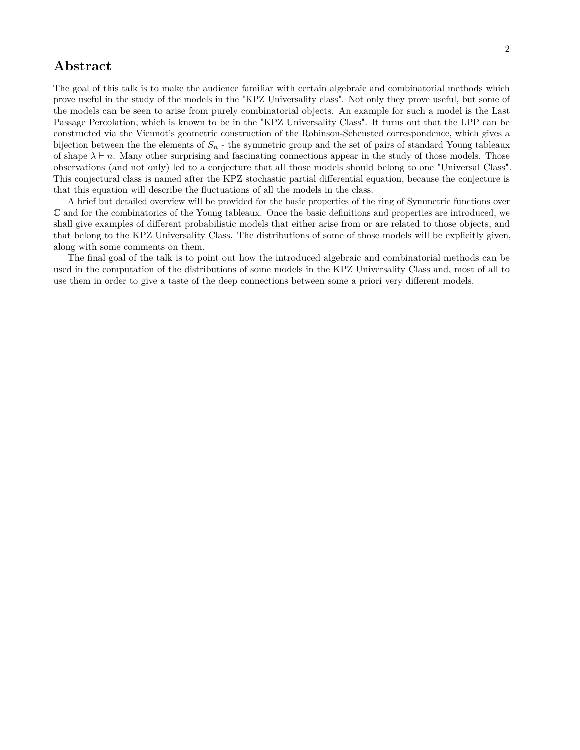# Abstract

The goal of this talk is to make the audience familiar with certain algebraic and combinatorial methods which prove useful in the study of the models in the "KPZ Universality class". Not only they prove useful, but some of the models can be seen to arise from purely combinatorial objects. An example for such a model is the Last Passage Percolation, which is known to be in the "KPZ Universality Class". It turns out that the LPP can be constructed via the Viennot's geometric construction of the Robinson-Schensted correspondence, which gives a bijection between the the elements of $S_n$ - the symmetric group and the set of pairs of standard Young tableaux of shape $\lambda \vdash n$. Many other surprising and fascinating connections appear in the study of those models. Those observations (and not only) led to a conjecture that all those models should belong to one "Universal Class". This conjectural class is named after the KPZ stochastic partial differential equation, because the conjecture is that this equation will describe the fluctuations of all the models in the class.

A brief but detailed overview will be provided for the basic properties of the ring of Symmetric functions over $\mathbb{C}$ and for the combinatorics of the Young tableaux. Once the basic definitions and properties are introduced, we shall give examples of different probabilistic models that either arise from or are related to those objects, and that belong to the KPZ Universality Class. The distributions of some of those models will be explicitly given, along with some comments on them.

The final goal of the talk is to point out how the introduced algebraic and combinatorial methods can be used in the computation of the distributions of some models in the KPZ Universality Class and, most of all to use them in order to give a taste of the deep connections between some a priori very different models.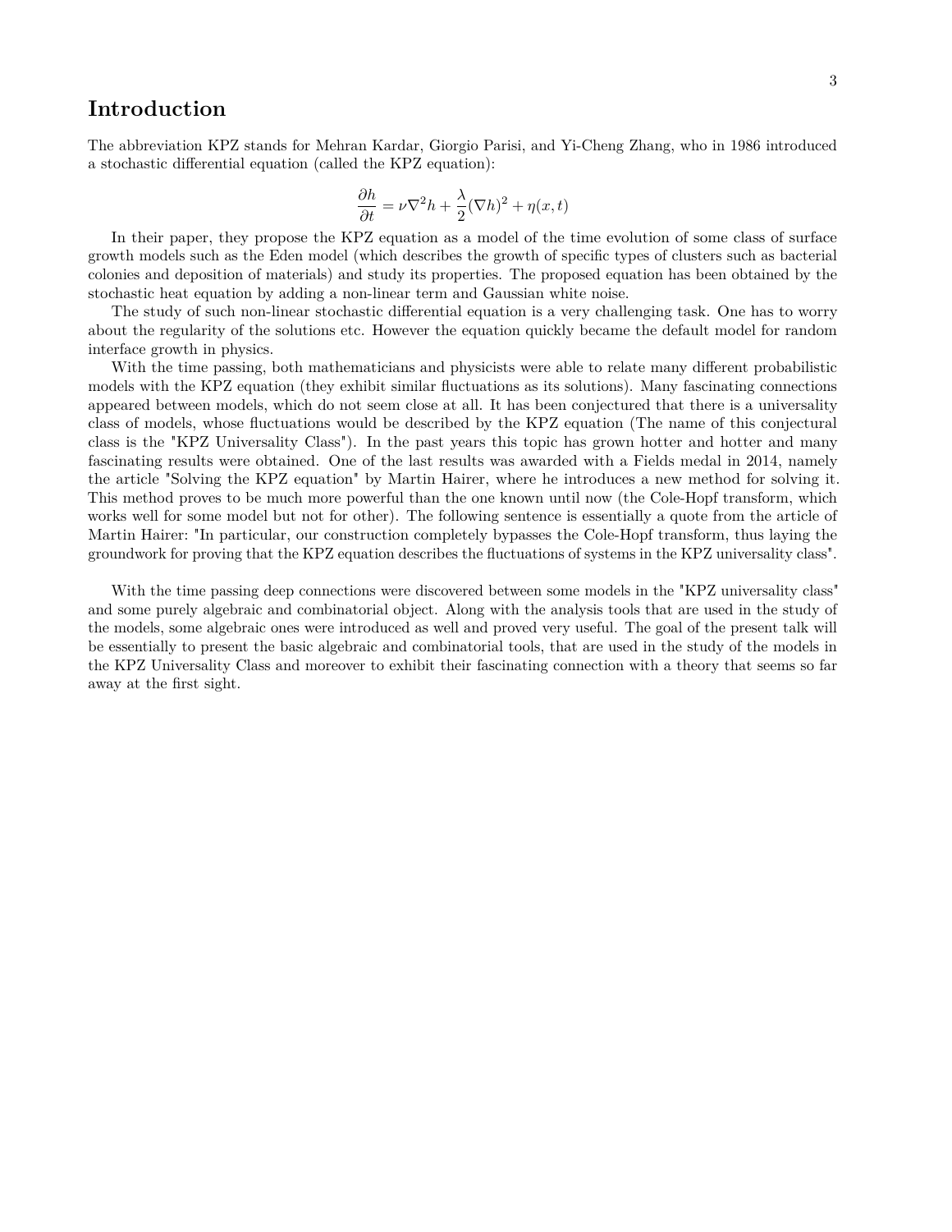# Introduction

The abbreviation KPZ stands for Mehran Kardar, Giorgio Parisi, and Yi-Cheng Zhang, who in 1986 introduced a stochastic differential equation (called the KPZ equation):

$$\frac{\partial h}{\partial t} = \nu \nabla^2 h + \frac{\lambda}{2}(\nabla h)^2 + \eta(x,t)$$

In their paper, they propose the KPZ equation as a model of the time evolution of some class of surface growth models such as the Eden model (which describes the growth of specific types of clusters such as bacterial colonies and deposition of materials) and study its properties. The proposed equation has been obtained by the stochastic heat equation by adding a non-linear term and Gaussian white noise.

The study of such non-linear stochastic differential equation is a very challenging task. One has to worry about the regularity of the solutions etc. However the equation quickly became the default model for random interface growth in physics.

With the time passing, both mathematicians and physicists were able to relate many different probabilistic models with the KPZ equation (they exhibit similar fluctuations as its solutions). Many fascinating connections appeared between models, which do not seem close at all. It has been conjectured that there is a universality class of models, whose fluctuations would be described by the KPZ equation (The name of this conjectural class is the "KPZ Universality Class"). In the past years this topic has grown hotter and hotter and many fascinating results were obtained. One of the last results was awarded with a Fields medal in 2014, namely the article "Solving the KPZ equation" by Martin Hairer, where he introduces a new method for solving it. This method proves to be much more powerful than the one known until now (the Cole-Hopf transform, which works well for some model but not for other). The following sentence is essentially a quote from the article of Martin Hairer: "In particular, our construction completely bypasses the Cole-Hopf transform, thus laying the groundwork for proving that the KPZ equation describes the fluctuations of systems in the KPZ universality class".

With the time passing deep connections were discovered between some models in the "KPZ universality class" and some purely algebraic and combinatorial object. Along with the analysis tools that are used in the study of the models, some algebraic ones were introduced as well and proved very useful. The goal of the present talk will be essentially to present the basic algebraic and combinatorial tools, that are used in the study of the models in the KPZ Universality Class and moreover to exhibit their fascinating connection with a theory that seems so far away at the first sight.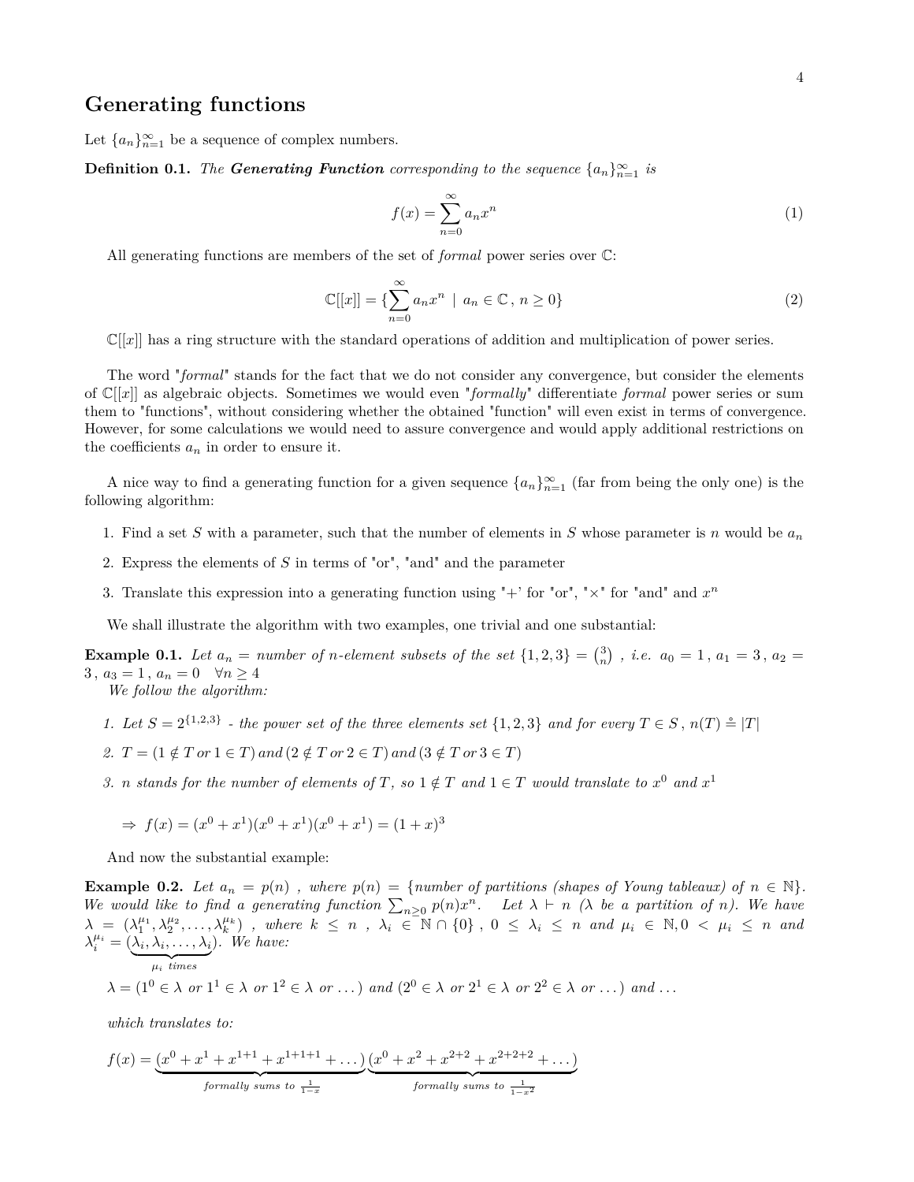## Generating functions

Let $\{a_n\}_{n=1}^{\infty}$ be a sequence of complex numbers.

**Definition 0.1.** *The* ***Generating Function*** *corresponding to the sequence* $\{a_n\}_{n=1}^{\infty}$ *is*

$$f(x) = \sum_{n=0}^{\infty} a_n x^n \tag{1}$$

All generating functions are members of the set of *formal* power series over $\mathbb{C}$:

$$\mathbb{C}[[x]] = \{\sum_{n=0}^{\infty} a_n x^n \mid a_n \in \mathbb{C}\,,\, n \geq 0\} \tag{2}$$

$\mathbb{C}[[x]]$ has a ring structure with the standard operations of addition and multiplication of power series.

The word "*formal*" stands for the fact that we do not consider any convergence, but consider the elements of $\mathbb{C}[[x]]$ as algebraic objects. Sometimes we would even "*formally*" differentiate *formal* power series or sum them to "functions", without considering whether the obtained "function" will even exist in terms of convergence. However, for some calculations we would need to assure convergence and would apply additional restrictions on the coefficients $a_n$ in order to ensure it.

A nice way to find a generating function for a given sequence $\{a_n\}_{n=1}^{\infty}$ (far from being the only one) is the following algorithm:

1. Find a set $S$ with a parameter, such that the number of elements in $S$ whose parameter is $n$ would be $a_n$
2. Express the elements of $S$ in terms of "or", "and" and the parameter
3. Translate this expression into a generating function using "+' for "or", "$\times$" for "and" and $x^n$

We shall illustrate the algorithm with two examples, one trivial and one substantial:

**Example 0.1.** *Let $a_n$ = number of $n$-element subsets of the set $\{1, 2, 3\} = \binom{3}{n}$ , i.e. $a_0 = 1\,,\, a_1 = 3\,,\, a_2 = 3\,,\, a_3 = 1\,,\, a_n = 0 \quad \forall n \geq 4$*
*We follow the algorithm:*

1. *Let $S = 2^{\{1,2,3\}}$ - the power set of the three elements set $\{1, 2, 3\}$ and for every $T \in S$ , $n(T) \triangleq |T|$*
2. *$T = (1 \notin T \, or \, 1 \in T) \, and \, (2 \notin T \, or \, 2 \in T) \, and \, (3 \notin T \, or \, 3 \in T)$*
3. *n stands for the number of elements of $T$, so $1 \notin T$ and $1 \in T$ would translate to $x^0$ and $x^1$*

$$\Rightarrow \; f(x) = (x^0 + x^1)(x^0 + x^1)(x^0 + x^1) = (1 + x)^3$$

And now the substantial example:

**Example 0.2.** *Let $a_n = p(n)$ , where $p(n) = \{$number of partitions (shapes of Young tableaux) of $n \in \mathbb{N}\}$. We would like to find a generating function $\sum_{n\geq 0} p(n)x^n$. Let $\lambda \vdash n$ ($\lambda$ be a partition of $n$). We have $\lambda = (\lambda_1^{\mu_1}, \lambda_2^{\mu_2}, \ldots, \lambda_k^{\mu_k})$ , where $k \leq n$ , $\lambda_i \in \mathbb{N} \cap \{0\}$ , $0 \leq \lambda_i \leq n$ and $\mu_i \in \mathbb{N}, 0 < \mu_i \leq n$ and $\lambda_i^{\mu_i} = (\underbrace{\lambda_i, \lambda_i, \ldots, \lambda_i}_{\mu_i \; times})$. We have:*

$$\lambda = (1^0 \in \lambda \; or \; 1^1 \in \lambda \; or \; 1^2 \in \lambda \; or \ldots) \; and \; (2^0 \in \lambda \; or \; 2^1 \in \lambda \; or \; 2^2 \in \lambda \; or \ldots) \; and \ldots$$

*which translates to:*

$$f(x) = \underbrace{(x^0 + x^1 + x^{1+1} + x^{1+1+1} + \ldots)}_{formally \; sums \; to \; \frac{1}{1-x}} \underbrace{(x^0 + x^2 + x^{2+2} + x^{2+2+2} + \ldots)}_{formally \; sums \; to \; \frac{1}{1-x^2}}$$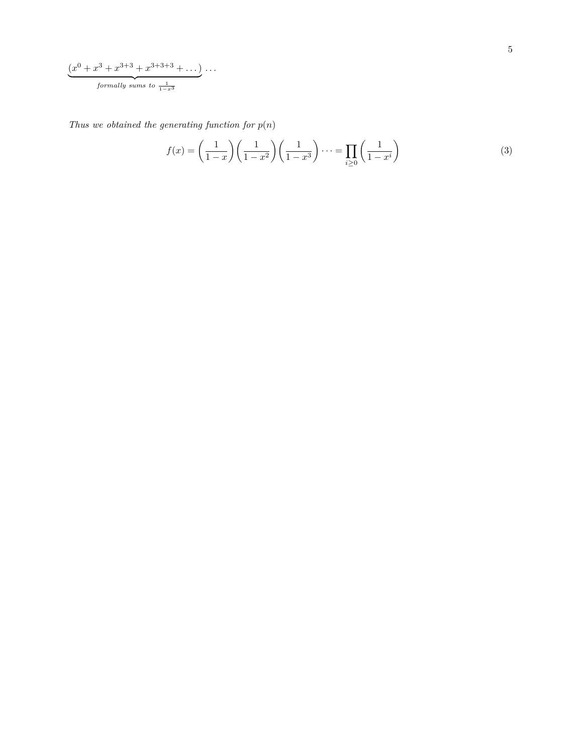$$\underbrace{(x^0 + x^3 + x^{3+3} + x^{3+3+3} + \dots)}_{\textit{formally sums to } \frac{1}{1-x^3}} \cdots$$

*Thus we obtained the generating function for $p(n)$*

$$f(x) = \left(\frac{1}{1-x}\right)\left(\frac{1}{1-x^2}\right)\left(\frac{1}{1-x^3}\right)\cdots = \prod_{i \geq 0}\left(\frac{1}{1-x^i}\right) \tag{3}$$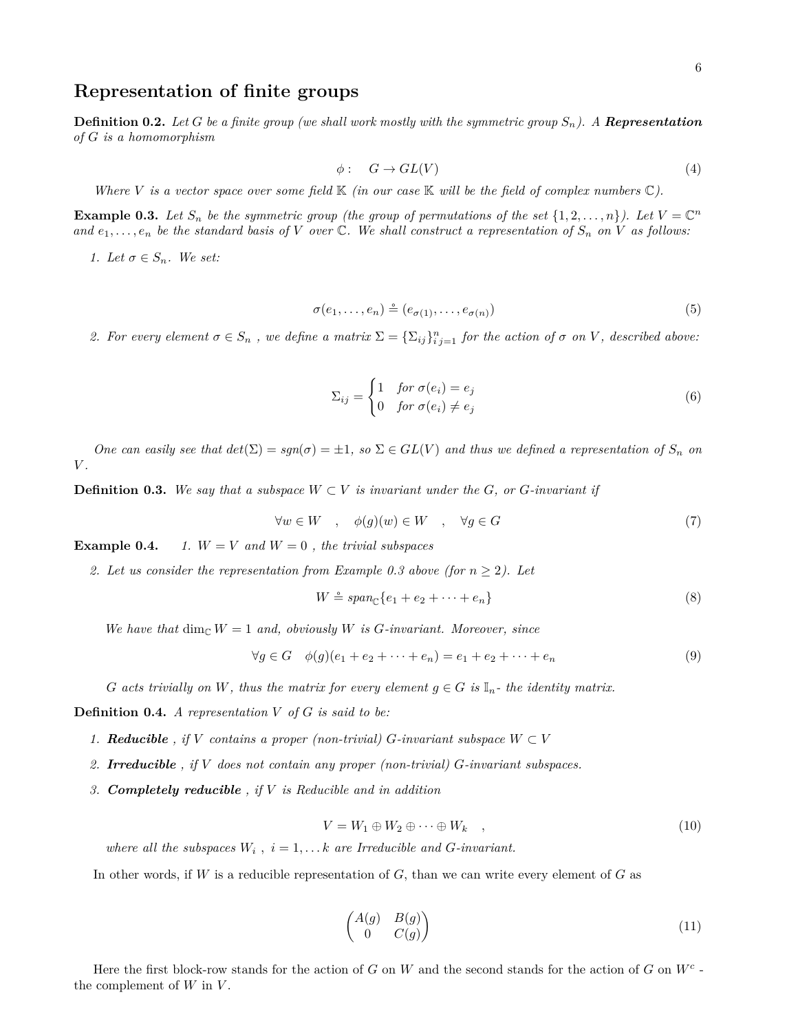## Representation of finite groups

**Definition 0.2.** *Let $G$ be a finite group (we shall work mostly with the symmetric group $S_n$). A* ***Representation*** *of $G$ is a homomorphism*

$$\phi : \quad G \to GL(V) \tag{4}$$

*Where $V$ is a vector space over some field $\mathbb{K}$ (in our case $\mathbb{K}$ will be the field of complex numbers $\mathbb{C}$).*

**Example 0.3.** *Let $S_n$ be the symmetric group (the group of permutations of the set $\{1, 2, \dots, n\}$). Let $V = \mathbb{C}^n$ and $e_1, \dots, e_n$ be the standard basis of $V$ over $\mathbb{C}$. We shall construct a representation of $S_n$ on $V$ as follows:*

1. *Let $\sigma \in S_n$. We set:*

$$\sigma(e_1, \dots, e_n) \mathrel{\hat{=}} (e_{\sigma(1)}, \dots, e_{\sigma(n)}) \tag{5}$$

2. *For every element $\sigma \in S_n$ , we define a matrix $\Sigma = \{\Sigma_{ij}\}_{i\,j=1}^{n}$ for the action of $\sigma$ on $V$, described above:*

$$\Sigma_{ij} = \begin{cases} 1 & \text{for } \sigma(e_i) = e_j \\ 0 & \text{for } \sigma(e_i) \neq e_j \end{cases} \tag{6}$$

*One can easily see that $det(\Sigma) = sgn(\sigma) = \pm 1$, so $\Sigma \in GL(V)$ and thus we defined a representation of $S_n$ on $V$.*

**Definition 0.3.** *We say that a subspace $W \subset V$ is invariant under the $G$, or $G$-invariant if*

$$\forall w \in W \quad , \quad \phi(g)(w) \in W \quad , \quad \forall g \in G \tag{7}$$

**Example 0.4.**

1. *$W = V$ and $W = 0$ , the trivial subspaces*

2. *Let us consider the representation from Example 0.3 above (for $n \geq 2$). Let*

$$W \mathrel{\hat{=}} span_{\mathbb{C}}\{e_1 + e_2 + \dots + e_n\} \tag{8}$$

*We have that $\dim_{\mathbb{C}} W = 1$ and, obviously $W$ is $G$-invariant. Moreover, since*

$$\forall g \in G \quad \phi(g)(e_1 + e_2 + \dots + e_n) = e_1 + e_2 + \dots + e_n \tag{9}$$

*$G$ acts trivially on $W$, thus the matrix for every element $g \in G$ is $\mathbb{I}_n$- the identity matrix.*

**Definition 0.4.** *A representation $V$ of $G$ is said to be:*

1. ***Reducible*** *, if $V$ contains a proper (non-trivial) $G$-invariant subspace $W \subset V$*
2. ***Irreducible*** *, if $V$ does not contain any proper (non-trivial) $G$-invariant subspaces.*
3. ***Completely reducible*** *, if $V$ is Reducible and in addition*

$$V = W_1 \oplus W_2 \oplus \dots \oplus W_k \quad , \tag{10}$$

*where all the subspaces $W_i$ , $i = 1, \dots k$ are Irreducible and $G$-invariant.*

In other words, if $W$ is a reducible representation of $G$, than we can write every element of $G$ as

$$\begin{pmatrix} A(g) & B(g) \\ 0 & C(g) \end{pmatrix} \tag{11}$$

Here the first block-row stands for the action of $G$ on $W$ and the second stands for the action of $G$ on $W^c$ - the complement of $W$ in $V$.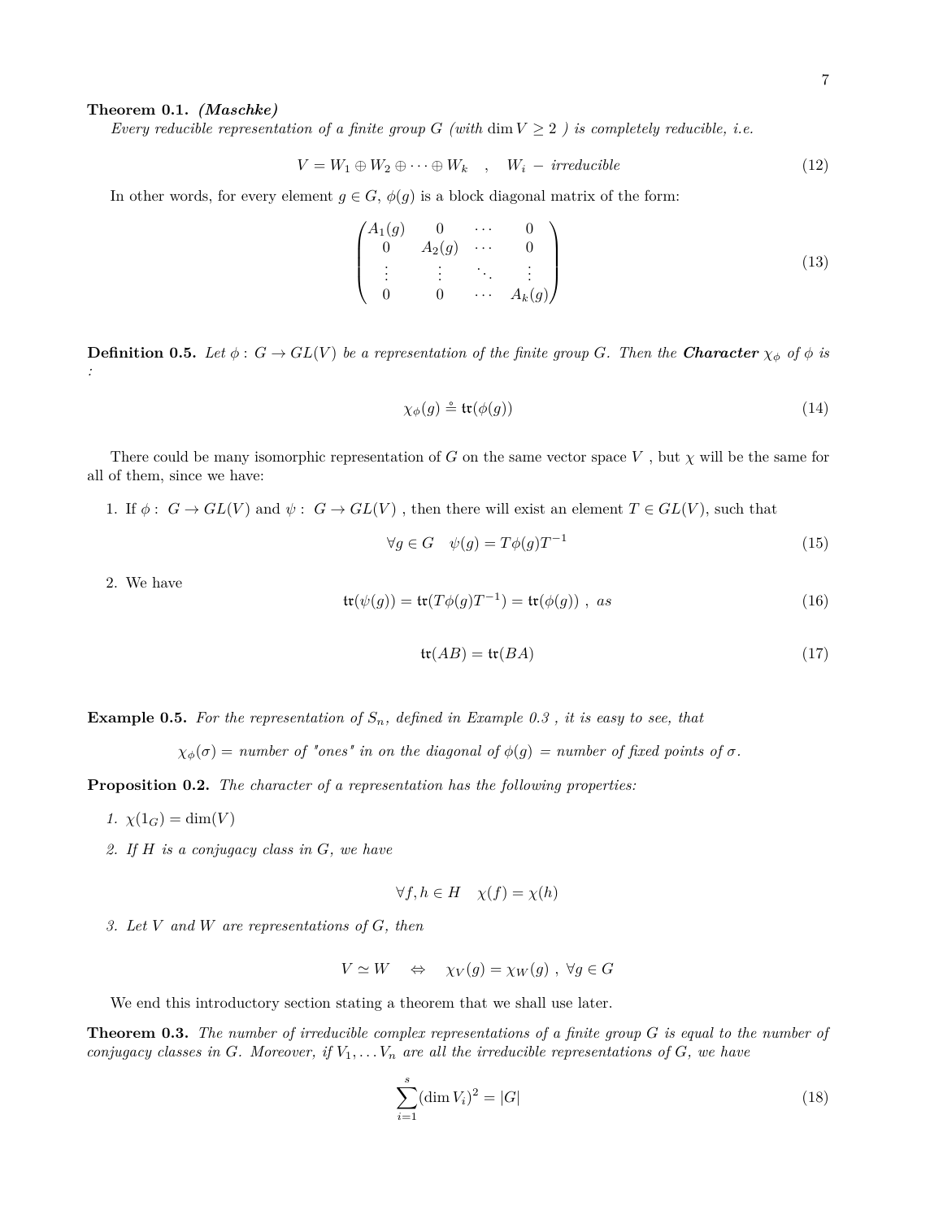**Theorem 0.1.** ***(Maschke)***
*Every reducible representation of a finite group $G$ (with $\dim V \geq 2$ ) is completely reducible, i.e.*

$$V = W_1 \oplus W_2 \oplus \cdots \oplus W_k \quad , \quad W_i \, - \, irreducible \tag{12}$$

In other words, for every element $g \in G$, $\phi(g)$ is a block diagonal matrix of the form:

$$\begin{pmatrix} A_1(g) & 0 & \cdots & 0 \\ 0 & A_2(g) & \cdots & 0 \\ \vdots & \vdots & \ddots & \vdots \\ 0 & 0 & \cdots & A_k(g) \end{pmatrix} \tag{13}$$

**Definition 0.5.** *Let $\phi : G \to GL(V)$ be a representation of the finite group $G$. Then the* ***Character*** *$\chi_\phi$ of $\phi$ is :*

$$\chi_\phi(g) \triangleq \mathfrak{tr}(\phi(g)) \tag{14}$$

There could be many isomorphic representation of $G$ on the same vector space $V$ , but $\chi$ will be the same for all of them, since we have:

1. If $\phi : \; G \to GL(V)$ and $\psi : \; G \to GL(V)$ , then there will exist an element $T \in GL(V)$, such that

$$\forall g \in G \quad \psi(g) = T\phi(g)T^{-1} \tag{15}$$

2. We have

$$\mathfrak{tr}(\psi(g)) = \mathfrak{tr}(T\phi(g)T^{-1}) = \mathfrak{tr}(\phi(g)) \; , \; as \tag{16}$$

$$\mathfrak{tr}(AB) = \mathfrak{tr}(BA) \tag{17}$$

**Example 0.5.** *For the representation of $S_n$, defined in Example 0.3 , it is easy to see, that*

$$\chi_\phi(\sigma) = \text{number of "ones" in on the diagonal of } \phi(g) \, = \text{number of fixed points of } \sigma.$$

**Proposition 0.2.** *The character of a representation has the following properties:*

1. $\chi(1_G) = \dim(V)$
2. *If $H$ is a conjugacy class in $G$, we have*

$$\forall f, h \in H \quad \chi(f) = \chi(h)$$

3. *Let $V$ and $W$ are representations of $G$, then*

$$V \simeq W \quad \Leftrightarrow \quad \chi_V(g) = \chi_W(g) \; , \; \forall g \in G$$

We end this introductory section stating a theorem that we shall use later.

**Theorem 0.3.** *The number of irreducible complex representations of a finite group $G$ is equal to the number of conjugacy classes in $G$. Moreover, if $V_1, \ldots V_n$ are all the irreducible representations of $G$, we have*

$$\sum_{i=1}^{s} (\dim V_i)^2 = |G| \tag{18}$$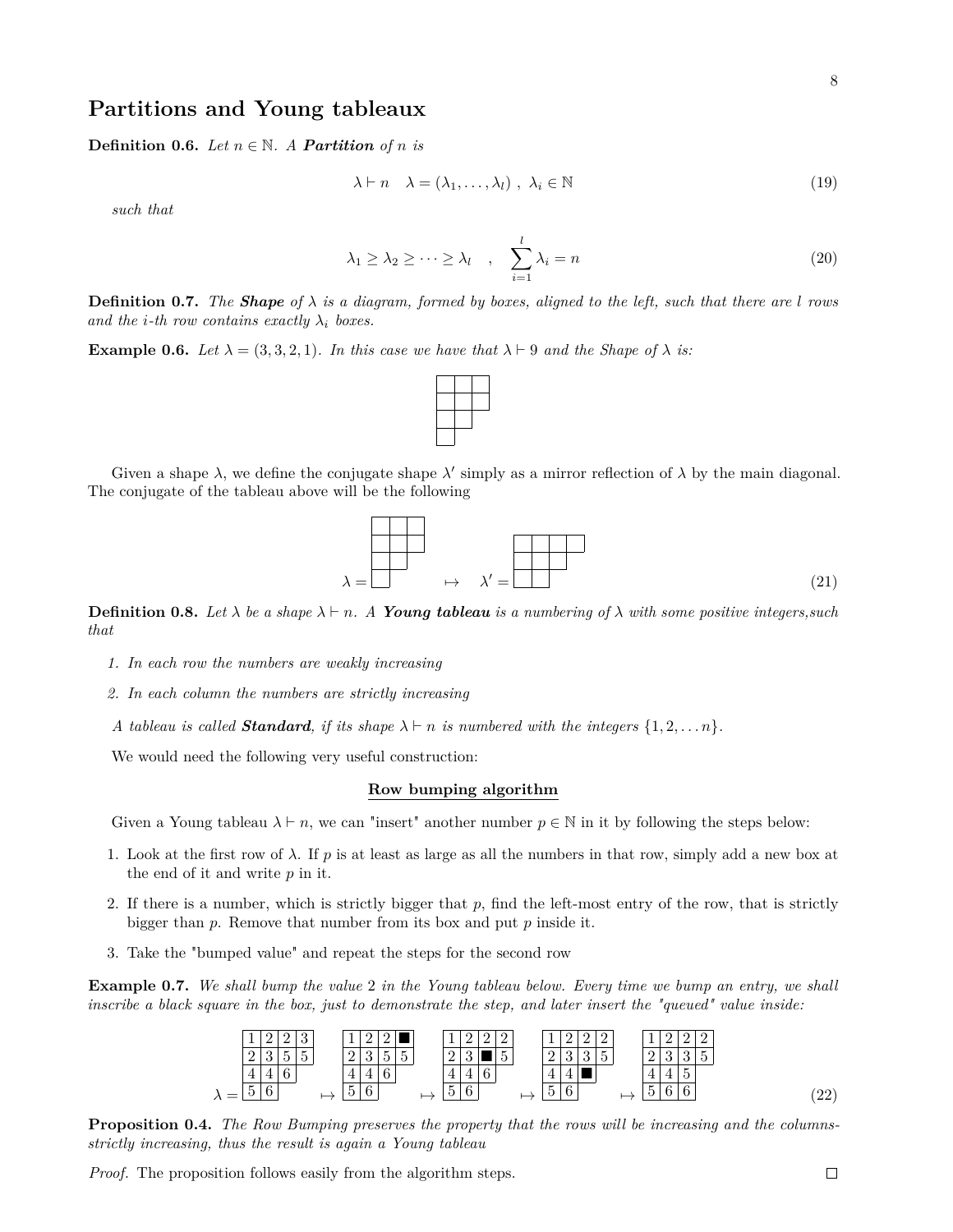## Partitions and Young tableaux

**Definition 0.6.** *Let $n \in \mathbb{N}$. A **Partition** of $n$ is*

$$\lambda \vdash n \quad \lambda = (\lambda_1, \ldots, \lambda_l) \ , \ \lambda_i \in \mathbb{N} \tag{19}$$

*such that*

$$\lambda_1 \geq \lambda_2 \geq \cdots \geq \lambda_l \quad , \quad \sum_{i=1}^{l} \lambda_i = n \tag{20}$$

**Definition 0.7.** *The **Shape** of $\lambda$ is a diagram, formed by boxes, aligned to the left, such that there are $l$ rows and the $i$-th row contains exactly $\lambda_i$ boxes.*

**Example 0.6.** *Let $\lambda = (3, 3, 2, 1)$. In this case we have that $\lambda \vdash 9$ and the Shape of $\lambda$ is:*

| | | |
|---|---|---|
| ☐ | ☐ | ☐ |
| ☐ | ☐ | ☐ |
| ☐ | ☐ | |
| ☐ | | |

Given a shape $\lambda$, we define the conjugate shape $\lambda'$ simply as a mirror reflection of $\lambda$ by the main diagonal. The conjugate of the tableau above will be the following

$$\lambda = \begin{array}{|c|c|c|} \hline \ & \ & \ \\ \hline \ & \ & \ \\ \hline \ & \ & \\ \cline{1-2} \ & & \\ \cline{1-1} \end{array} \quad \mapsto \quad \lambda' = \begin{array}{|c|c|c|c|} \hline \ & \ & \ & \ \\ \hline \ & \ & \ & \\ \cline{1-3} \ & \ & & \\ \cline{1-2} \end{array} \tag{21}$$

**Definition 0.8.** *Let $\lambda$ be a shape $\lambda \vdash n$. A **Young tableau** is a numbering of $\lambda$ with some positive integers,such that*

1. *In each row the numbers are weakly increasing*
2. *In each column the numbers are strictly increasing*

*A tableau is called **Standard**, if its shape $\lambda \vdash n$ is numbered with the integers $\{1, 2, \ldots n\}$.*

We would need the following very useful construction:

**Row bumping algorithm**

Given a Young tableau $\lambda \vdash n$, we can "insert" another number $p \in \mathbb{N}$ in it by following the steps below:

1. Look at the first row of $\lambda$. If $p$ is at least as large as all the numbers in that row, simply add a new box at the end of it and write $p$ in it.
2. If there is a number, which is strictly bigger that $p$, find the left-most entry of the row, that is strictly bigger than $p$. Remove that number from its box and put $p$ inside it.
3. Take the "bumped value" and repeat the steps for the second row

**Example 0.7.** *We shall bump the value 2 in the Young tableau below. Every time we bump an entry, we shall inscribe a black square in the box, just to demonstrate the step, and later insert the "queued" value inside:*

$$\lambda = \begin{array}{cccc} 1&2&2&3\\ 2&3&5&5\\ 4&4&6&\\ 5&6&& \end{array} \mapsto \begin{array}{cccc} 1&2&2&\blacksquare\\ 2&3&5&5\\ 4&4&6&\\ 5&6&& \end{array} \mapsto \begin{array}{cccc} 1&2&2&2\\ 2&3&\blacksquare&5\\ 4&4&6&\\ 5&6&& \end{array} \mapsto \begin{array}{cccc} 1&2&2&2\\ 2&3&3&5\\ 4&4&\blacksquare&\\ 5&6&& \end{array} \mapsto \begin{array}{cccc} 1&2&2&2\\ 2&3&3&5\\ 4&4&5&\\ 5&6&6& \end{array} \tag{22}$$

**Proposition 0.4.** *The Row Bumping preserves the property that the rows will be increasing and the columns-strictly increasing, thus the result is again a Young tableau*

*Proof.* The proposition follows easily from the algorithm steps. ∎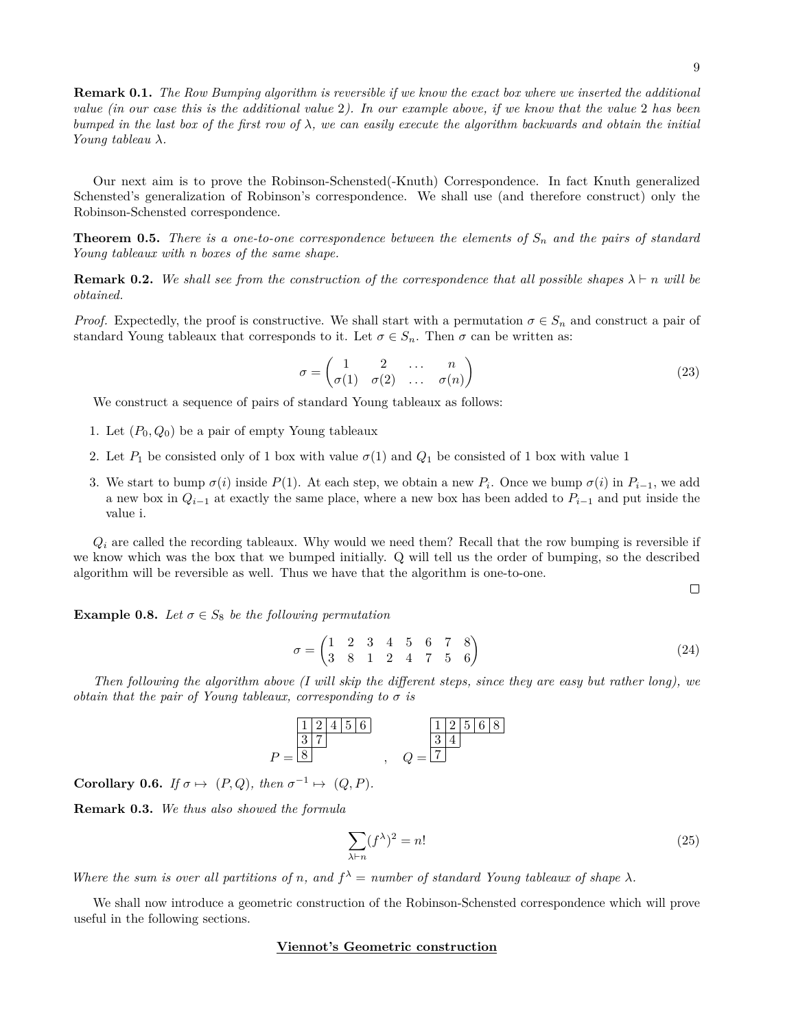**Remark 0.1.** *The Row Bumping algorithm is reversible if we know the exact box where we inserted the additional value (in our case this is the additional value 2). In our example above, if we know that the value 2 has been bumped in the last box of the first row of $\lambda$, we can easily execute the algorithm backwards and obtain the initial Young tableau $\lambda$.*

Our next aim is to prove the Robinson-Schensted(-Knuth) Correspondence. In fact Knuth generalized Schensted's generalization of Robinson's correspondence. We shall use (and therefore construct) only the Robinson-Schensted correspondence.

**Theorem 0.5.** *There is a one-to-one correspondence between the elements of $S_n$ and the pairs of standard Young tableaux with $n$ boxes of the same shape.*

**Remark 0.2.** *We shall see from the construction of the correspondence that all possible shapes $\lambda \vdash n$ will be obtained.*

*Proof.* Expectedly, the proof is constructive. We shall start with a permutation $\sigma \in S_n$ and construct a pair of standard Young tableaux that corresponds to it. Let $\sigma \in S_n$. Then $\sigma$ can be written as:

$$\sigma = \begin{pmatrix} 1 & 2 & \dots & n \\ \sigma(1) & \sigma(2) & \dots & \sigma(n) \end{pmatrix} \tag{23}$$

We construct a sequence of pairs of standard Young tableaux as follows:

1. Let $(P_0, Q_0)$ be a pair of empty Young tableaux
2. Let $P_1$ be consisted only of 1 box with value $\sigma(1)$ and $Q_1$ be consisted of 1 box with value 1
3. We start to bump $\sigma(i)$ inside $P(1)$. At each step, we obtain a new $P_i$. Once we bump $\sigma(i)$ in $P_{i-1}$, we add a new box in $Q_{i-1}$ at exactly the same place, where a new box has been added to $P_{i-1}$ and put inside the value i.

$Q_i$ are called the recording tableaux. Why would we need them? Recall that the row bumping is reversible if we know which was the box that we bumped initially. Q will tell us the order of bumping, so the described algorithm will be reversible as well. Thus we have that the algorithm is one-to-one.

□

**Example 0.8.** *Let $\sigma \in S_8$ be the following permutation*

$$\sigma = \begin{pmatrix} 1 & 2 & 3 & 4 & 5 & 6 & 7 & 8 \\ 3 & 8 & 1 & 2 & 4 & 7 & 5 & 6 \end{pmatrix} \tag{24}$$

*Then following the algorithm above (I will skip the different steps, since they are easy but rather long), we obtain that the pair of Young tableaux, corresponding to $\sigma$ is*

$$P = \begin{array}{|c|c|c|c|c|} \hline 1 & 2 & 4 & 5 & 6 \\ \hline 3 & 7 \\ \cline{1-2} 8 \\ \cline{1-1} \end{array} \quad , \quad Q = \begin{array}{|c|c|c|c|c|} \hline 1 & 2 & 5 & 6 & 8 \\ \hline 3 & 4 \\ \cline{1-2} 7 \\ \cline{1-1} \end{array}$$

**Corollary 0.6.** *If $\sigma \mapsto (P, Q)$, then $\sigma^{-1} \mapsto (Q, P)$.*

**Remark 0.3.** *We thus also showed the formula*

$$\sum_{\lambda \vdash n} (f^\lambda)^2 = n! \tag{25}$$

*Where the sum is over all partitions of $n$, and $f^\lambda$ = number of standard Young tableaux of shape $\lambda$.*

We shall now introduce a geometric construction of the Robinson-Schensted correspondence which will prove useful in the following sections.

**Viennot's Geometric construction**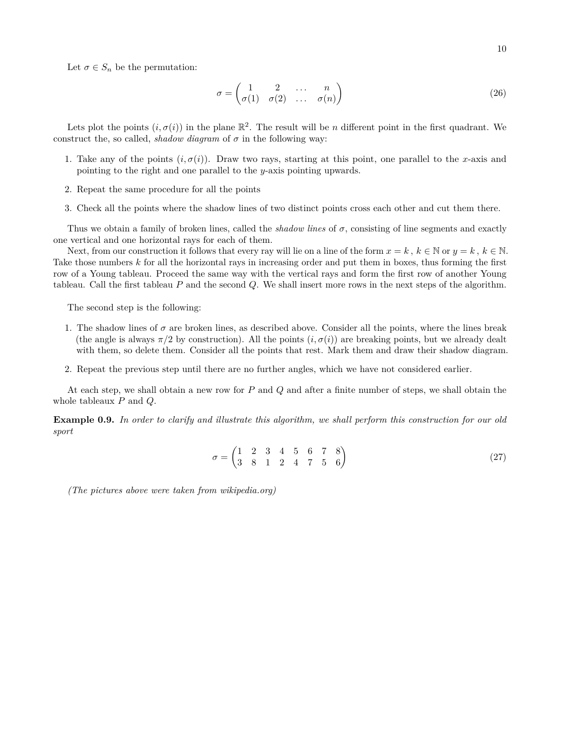Let $\sigma \in S_n$ be the permutation:

$$\sigma = \begin{pmatrix} 1 & 2 & \dots & n \\ \sigma(1) & \sigma(2) & \dots & \sigma(n) \end{pmatrix} \tag{26}$$

Lets plot the points $(i, \sigma(i))$ in the plane $\mathbb{R}^2$. The result will be $n$ different point in the first quadrant. We construct the, so called, *shadow diagram* of $\sigma$ in the following way:

1. Take any of the points $(i, \sigma(i))$. Draw two rays, starting at this point, one parallel to the $x$-axis and pointing to the right and one parallel to the $y$-axis pointing upwards.
2. Repeat the same procedure for all the points
3. Check all the points where the shadow lines of two distinct points cross each other and cut them there.

Thus we obtain a family of broken lines, called the *shadow lines* of $\sigma$, consisting of line segments and exactly one vertical and one horizontal rays for each of them.

Next, from our construction it follows that every ray will lie on a line of the form $x = k\,,\ k \in \mathbb{N}$ or $y = k\,,\ k \in \mathbb{N}$. Take those numbers $k$ for all the horizontal rays in increasing order and put them in boxes, thus forming the first row of a Young tableau. Proceed the same way with the vertical rays and form the first row of another Young tableau. Call the first tableau $P$ and the second $Q$. We shall insert more rows in the next steps of the algorithm.

The second step is the following:

1. The shadow lines of $\sigma$ are broken lines, as described above. Consider all the points, where the lines break (the angle is always $\pi/2$ by construction). All the points $(i, \sigma(i))$ are breaking points, but we already dealt with them, so delete them. Consider all the points that rest. Mark them and draw their shadow diagram.
2. Repeat the previous step until there are no further angles, which we have not considered earlier.

At each step, we shall obtain a new row for $P$ and $Q$ and after a finite number of steps, we shall obtain the whole tableaux $P$ and $Q$.

**Example 0.9.** *In order to clarify and illustrate this algorithm, we shall perform this construction for our old sport*

$$\sigma = \begin{pmatrix} 1 & 2 & 3 & 4 & 5 & 6 & 7 & 8 \\ 3 & 8 & 1 & 2 & 4 & 7 & 5 & 6 \end{pmatrix} \tag{27}$$

*(The pictures above were taken from wikipedia.org)*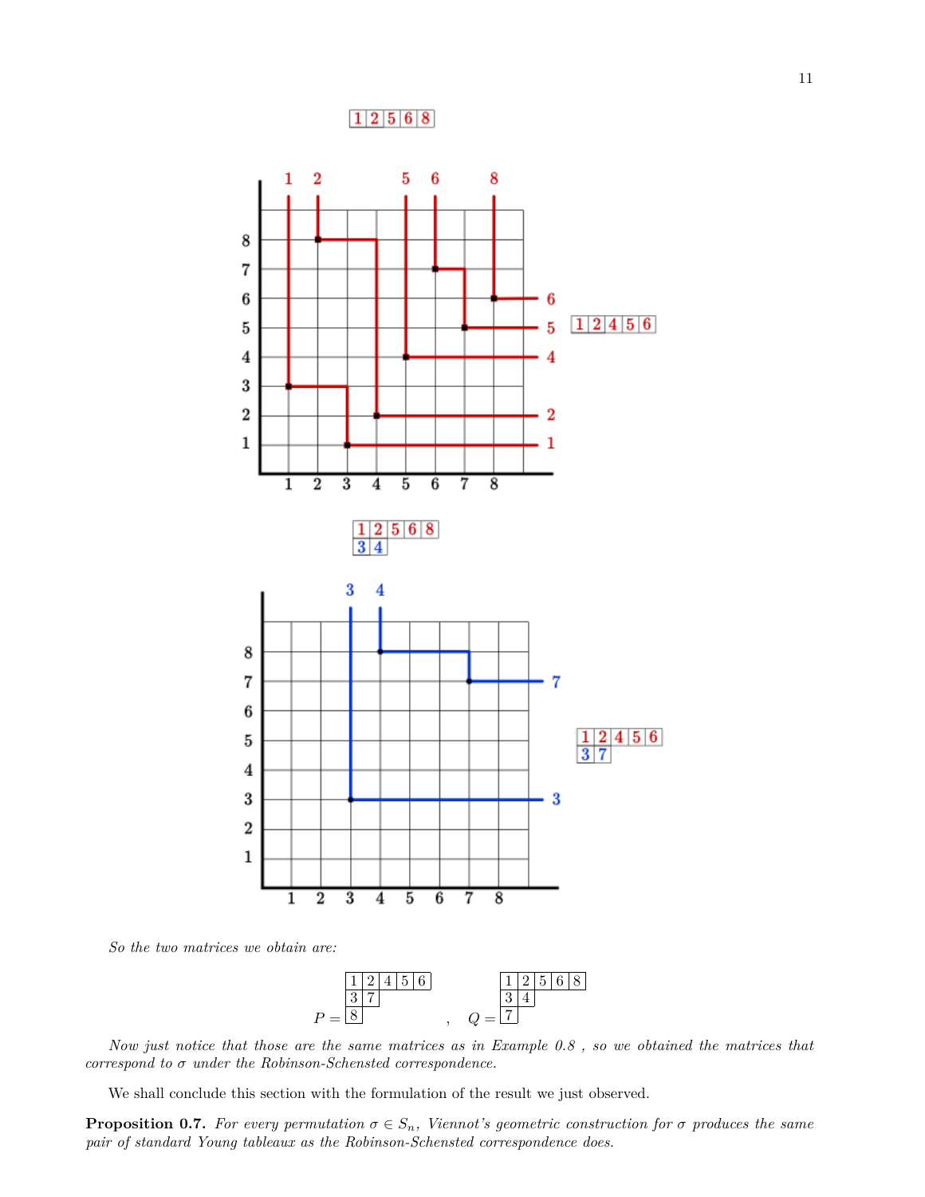*So the two matrices we obtain are:*

$$P = \begin{array}{|c|c|c|c|c|}\hline 1 & 2 & 4 & 5 & 6 \\ \hline 3 & 7 \\ \cline{1-2} 8 \\ \cline{1-1}\end{array} \quad , \quad Q = \begin{array}{|c|c|c|c|c|}\hline 1 & 2 & 5 & 6 & 8 \\ \hline 3 & 4 \\ \cline{1-2} 7 \\ \cline{1-1}\end{array}$$

*Now just notice that those are the same matrices as in Example 0.8 , so we obtained the matrices that correspond to $\sigma$ under the Robinson-Schensted correspondence.*

We shall conclude this section with the formulation of the result we just observed.

**Proposition 0.7.** *For every permutation $\sigma \in S_n$, Viennot's geometric construction for $\sigma$ produces the same pair of standard Young tableaux as the Robinson-Schensted correspondence does.*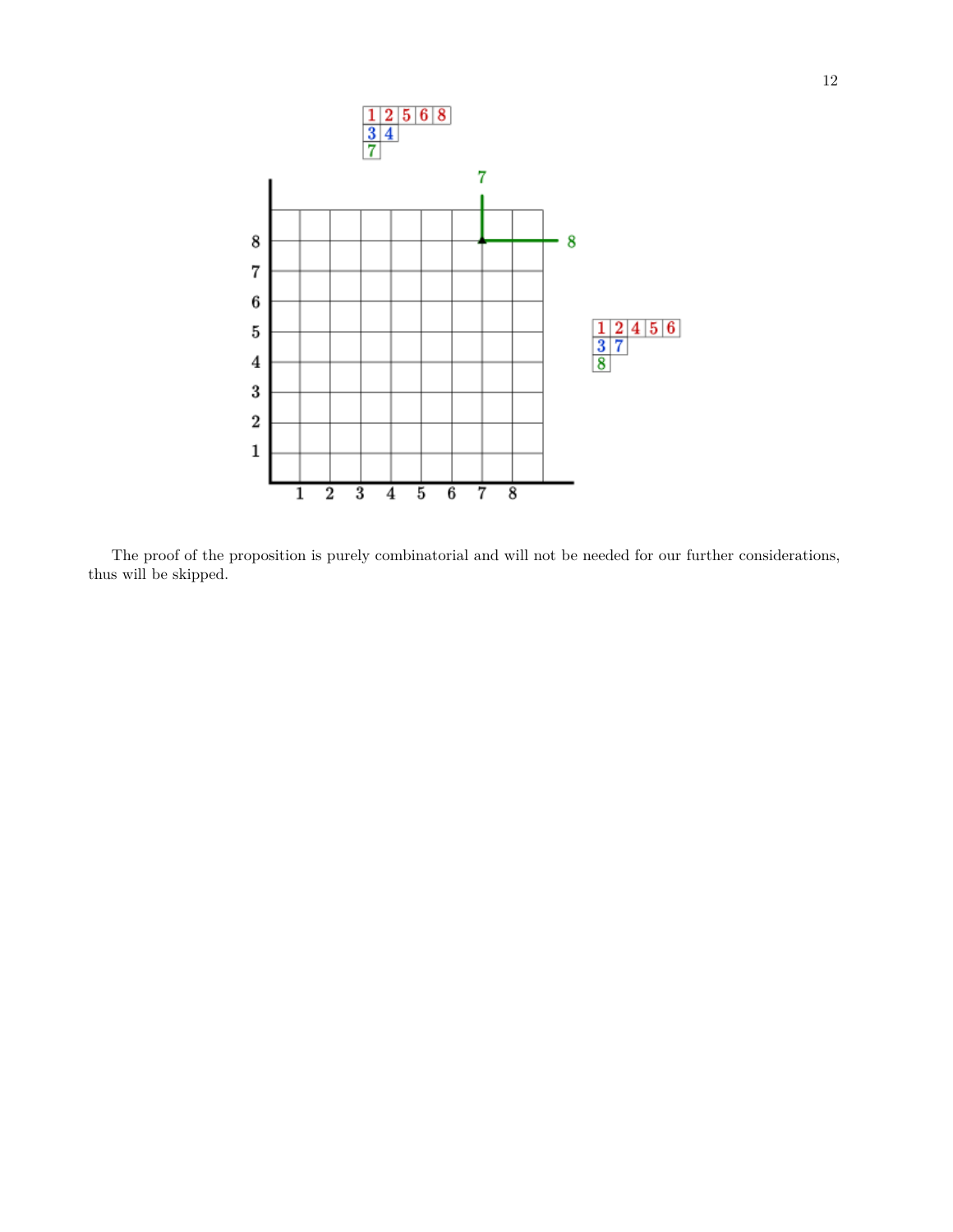The proof of the proposition is purely combinatorial and will not be needed for our further considerations, thus will be skipped.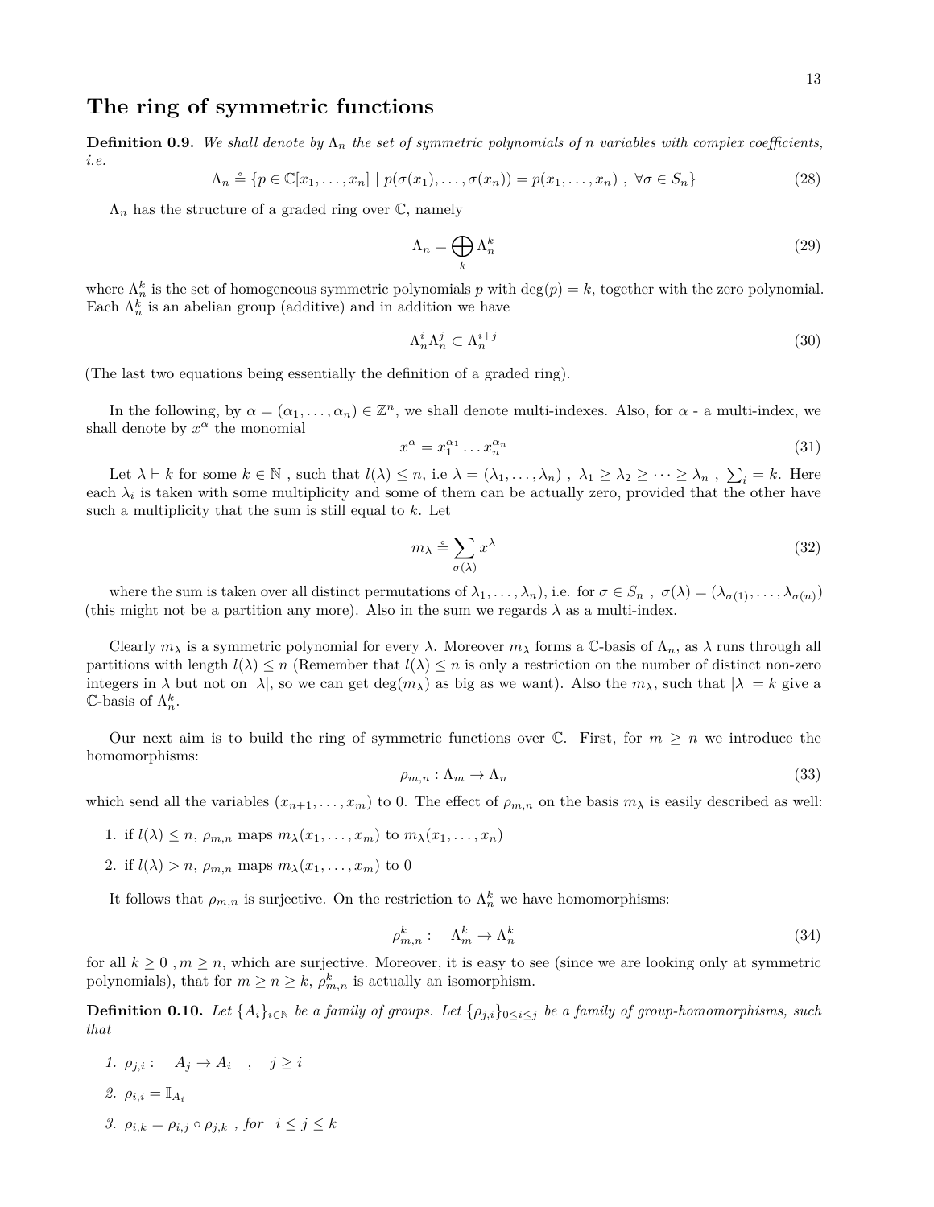## The ring of symmetric functions

**Definition 0.9.** *We shall denote by $\Lambda_n$ the set of symmetric polynomials of $n$ variables with complex coefficients, i.e.*

$$\Lambda_n \doteq \{p \in \mathbb{C}[x_1, \dots, x_n] \mid p(\sigma(x_1), \dots, \sigma(x_n)) = p(x_1, \dots, x_n) \ , \ \forall \sigma \in S_n\} \tag{28}$$

$\Lambda_n$ has the structure of a graded ring over $\mathbb{C}$, namely

$$\Lambda_n = \bigoplus_k \Lambda_n^k \tag{29}$$

where $\Lambda_n^k$ is the set of homogeneous symmetric polynomials $p$ with $\deg(p) = k$, together with the zero polynomial. Each $\Lambda_n^k$ is an abelian group (additive) and in addition we have

$$\Lambda_n^i \Lambda_n^j \subset \Lambda_n^{i+j} \tag{30}$$

(The last two equations being essentially the definition of a graded ring).

In the following, by $\alpha = (\alpha_1, \dots, \alpha_n) \in \mathbb{Z}^n$, we shall denote multi-indexes. Also, for $\alpha$ - a multi-index, we shall denote by $x^\alpha$ the monomial

$$x^\alpha = x_1^{\alpha_1} \dots x_n^{\alpha_n} \tag{31}$$

Let $\lambda \vdash k$ for some $k \in \mathbb{N}$ , such that $l(\lambda) \leq n$, i.e $\lambda = (\lambda_1, \dots, \lambda_n)$ , $\lambda_1 \geq \lambda_2 \geq \dots \geq \lambda_n$ , $\sum_i = k$. Here each $\lambda_i$ is taken with some multiplicity and some of them can be actually zero, provided that the other have such a multiplicity that the sum is still equal to $k$. Let

$$m_\lambda \doteq \sum_{\sigma(\lambda)} x^\lambda \tag{32}$$

where the sum is taken over all distinct permutations of $\lambda_1, \dots, \lambda_n$), i.e. for $\sigma \in S_n$ , $\sigma(\lambda) = (\lambda_{\sigma(1)}, \dots, \lambda_{\sigma(n)})$ (this might not be a partition any more). Also in the sum we regards $\lambda$ as a multi-index.

Clearly $m_\lambda$ is a symmetric polynomial for every $\lambda$. Moreover $m_\lambda$ forms a $\mathbb{C}$-basis of $\Lambda_n$, as $\lambda$ runs through all partitions with length $l(\lambda) \leq n$ (Remember that $l(\lambda) \leq n$ is only a restriction on the number of distinct non-zero integers in $\lambda$ but not on $|\lambda|$, so we can get $\deg(m_\lambda)$ as big as we want). Also the $m_\lambda$, such that $|\lambda| = k$ give a $\mathbb{C}$-basis of $\Lambda_n^k$.

Our next aim is to build the ring of symmetric functions over $\mathbb{C}$. First, for $m \geq n$ we introduce the homomorphisms:

$$\rho_{m,n} : \Lambda_m \to \Lambda_n \tag{33}$$

which send all the variables $(x_{n+1}, \dots, x_m)$ to 0. The effect of $\rho_{m,n}$ on the basis $m_\lambda$ is easily described as well:

1. if $l(\lambda) \leq n$, $\rho_{m,n}$ maps $m_\lambda(x_1, \dots, x_m)$ to $m_\lambda(x_1, \dots, x_n)$
2. if $l(\lambda) > n$, $\rho_{m,n}$ maps $m_\lambda(x_1, \dots, x_m)$ to 0

It follows that $\rho_{m,n}$ is surjective. On the restriction to $\Lambda_n^k$ we have homomorphisms:

$$\rho_{m,n}^k : \quad \Lambda_m^k \to \Lambda_n^k \tag{34}$$

for all $k \geq 0$ , $m \geq n$, which are surjective. Moreover, it is easy to see (since we are looking only at symmetric polynomials), that for $m \geq n \geq k$, $\rho_{m,n}^k$ is actually an isomorphism.

**Definition 0.10.** *Let $\{A_i\}_{i \in \mathbb{N}}$ be a family of groups. Let $\{\rho_{j,i}\}_{0 \leq i \leq j}$ be a family of group-homomorphisms, such that*

1. $\rho_{j,i} : \quad A_j \to A_i \quad , \quad j \geq i$
2. $\rho_{i,i} = \mathbb{I}_{A_i}$
3. $\rho_{i,k} = \rho_{i,j} \circ \rho_{j,k}$ *, for* $\ i \leq j \leq k$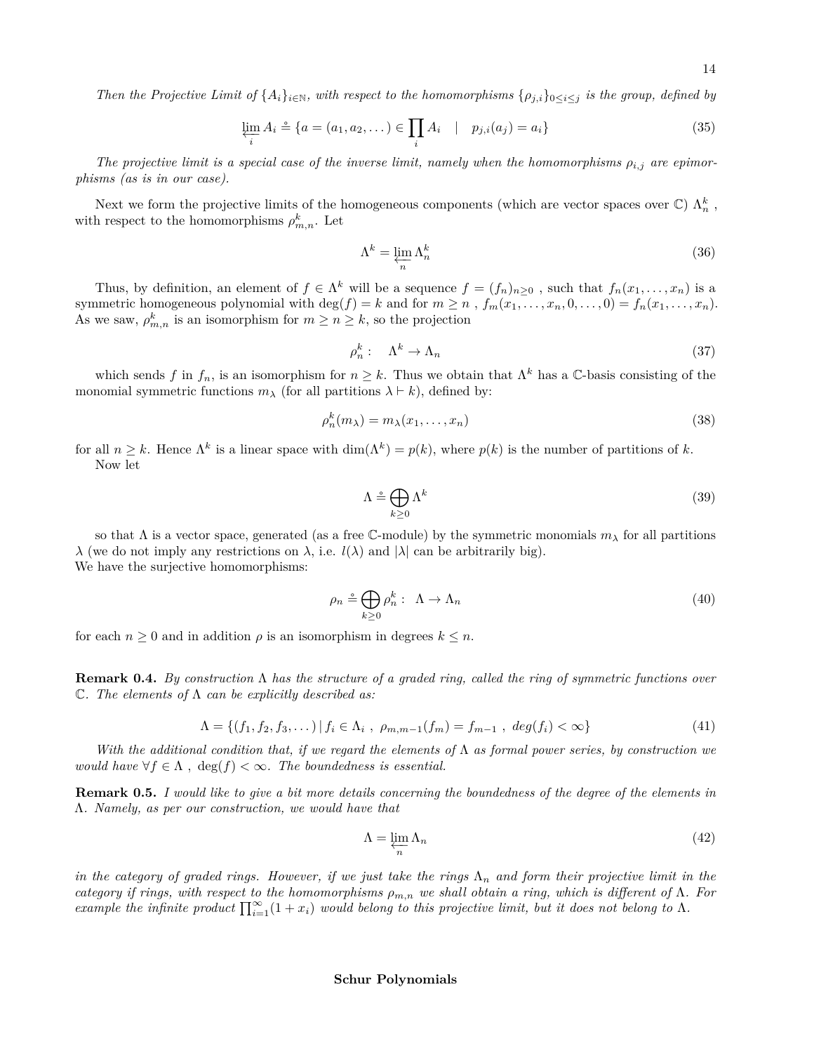*Then the Projective Limit of $\{A_i\}_{i\in\mathbb{N}}$, with respect to the homomorphisms $\{\rho_{j,i}\}_{0\le i\le j}$ is the group, defined by*

$$\varprojlim_i A_i \doteq \{a = (a_1, a_2, \dots) \in \prod_i A_i \quad | \quad p_{j,i}(a_j) = a_i\} \tag{35}$$

*The projective limit is a special case of the inverse limit, namely when the homomorphisms $\rho_{i,j}$ are epimorphisms (as is in our case).*

Next we form the projective limits of the homogeneous components (which are vector spaces over $\mathbb{C}$) $\Lambda_n^k$ , with respect to the homomorphisms $\rho_{m,n}^k$. Let

$$\Lambda^k = \varprojlim_n \Lambda_n^k \tag{36}$$

Thus, by definition, an element of $f \in \Lambda^k$ will be a sequence $f = (f_n)_{n\ge 0}$ , such that $f_n(x_1, \dots, x_n)$ is a symmetric homogeneous polynomial with $\deg(f) = k$ and for $m \ge n$ , $f_m(x_1, \dots, x_n, 0, \dots, 0) = f_n(x_1, \dots, x_n)$. As we saw, $\rho_{m,n}^k$ is an isomorphism for $m \ge n \ge k$, so the projection

$$\rho_n^k : \quad \Lambda^k \to \Lambda_n \tag{37}$$

which sends $f$ in $f_n$, is an isomorphism for $n \ge k$. Thus we obtain that $\Lambda^k$ has a $\mathbb{C}$-basis consisting of the monomial symmetric functions $m_\lambda$ (for all partitions $\lambda \vdash k$), defined by:

$$\rho_n^k(m_\lambda) = m_\lambda(x_1, \dots, x_n) \tag{38}$$

for all $n \ge k$. Hence $\Lambda^k$ is a linear space with $\dim(\Lambda^k) = p(k)$, where $p(k)$ is the number of partitions of $k$.
Now let

$$\Lambda \doteq \bigoplus_{k\ge 0} \Lambda^k \tag{39}$$

so that $\Lambda$ is a vector space, generated (as a free $\mathbb{C}$-module) by the symmetric monomials $m_\lambda$ for all partitions $\lambda$ (we do not imply any restrictions on $\lambda$, i.e. $l(\lambda)$ and $|\lambda|$ can be arbitrarily big).
We have the surjective homomorphisms:

$$\rho_n \doteq \bigoplus_{k\ge 0} \rho_n^k : \;\; \Lambda \to \Lambda_n \tag{40}$$

for each $n \ge 0$ and in addition $\rho$ is an isomorphism in degrees $k \le n$.

**Remark 0.4.** *By construction $\Lambda$ has the structure of a graded ring, called the ring of symmetric functions over $\mathbb{C}$. The elements of $\Lambda$ can be explicitly described as:*

$$\Lambda = \{(f_1, f_2, f_3, \dots) \,|\, f_i \in \Lambda_i \ , \ \rho_{m,m-1}(f_m) = f_{m-1} \ , \ deg(f_i) < \infty\} \tag{41}$$

*With the additional condition that, if we regard the elements of $\Lambda$ as formal power series, by construction we would have $\forall f \in \Lambda$ , $\deg(f) < \infty$. The boundedness is essential.*

**Remark 0.5.** *I would like to give a bit more details concerning the boundedness of the degree of the elements in $\Lambda$. Namely, as per our construction, we would have that*

$$\Lambda = \varprojlim_n \Lambda_n \tag{42}$$

*in the category of graded rings. However, if we just take the rings $\Lambda_n$ and form their projective limit in the category if rings, with respect to the homomorphisms $\rho_{m,n}$ we shall obtain a ring, which is different of $\Lambda$. For example the infinite product $\prod_{i=1}^{\infty}(1 + x_i)$ would belong to this projective limit, but it does not belong to $\Lambda$.*

**Schur Polynomials**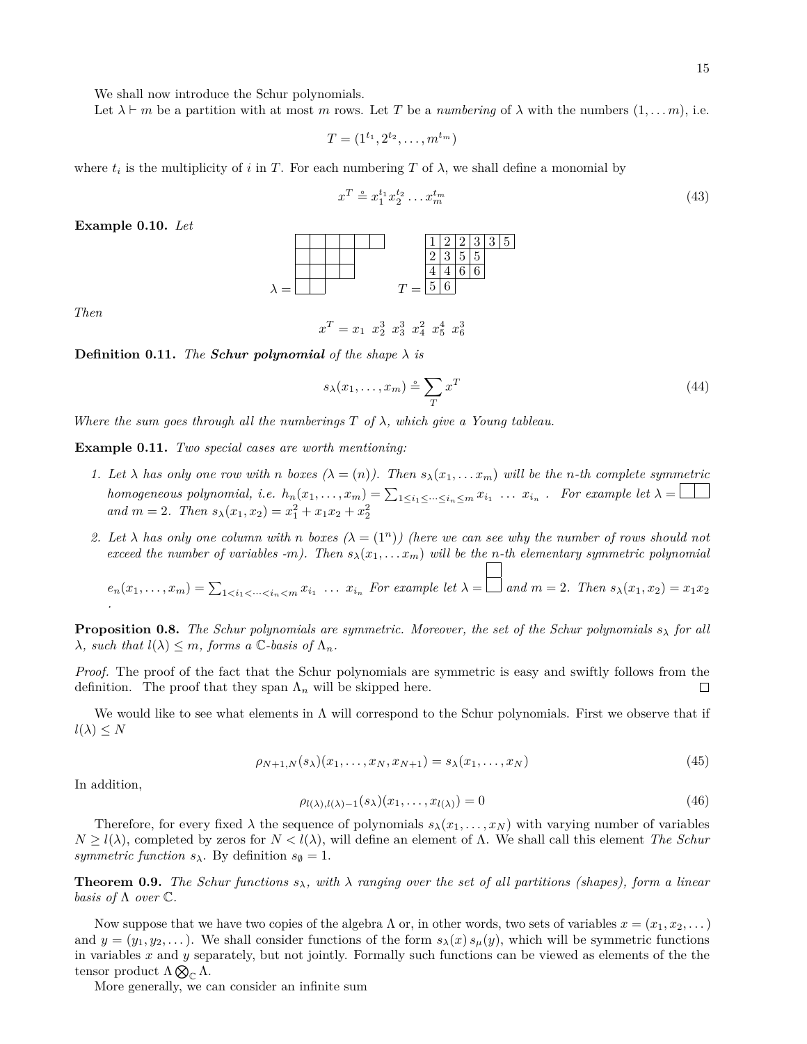We shall now introduce the Schur polynomials.

Let $\lambda \vdash m$ be a partition with at most $m$ rows. Let $T$ be a *numbering* of $\lambda$ with the numbers $(1, \ldots m)$, i.e.

$$T = (1^{t_1}, 2^{t_2}, \ldots, m^{t_m})$$

where $t_i$ is the multiplicity of $i$ in $T$. For each numbering $T$ of $\lambda$, we shall define a monomial by

$$x^T \doteq x_1^{t_1} x_2^{t_2} \ldots x_m^{t_m} \tag{43}$$

**Example 0.10.** *Let*

$$\lambda = \begin{array}{|c|c|c|c|c|c|} \hline \ & \ & \ & \ & \ & \ \\ \hline \ & \ & \ & \ \\ \cline{1-4} \ & \ & \ & \ \\ \cline{1-4} \ & \ \\ \cline{1-2} \end{array} \qquad T = \begin{array}{|c|c|c|c|c|c|} \hline 1 & 2 & 2 & 3 & 3 & 5 \\ \hline 2 & 3 & 5 & 5 \\ \cline{1-4} 4 & 4 & 6 & 6 \\ \cline{1-4} 5 & 6 \\ \cline{1-2} \end{array}$$

*Then*

$$x^T = x_1 \ x_2^3 \ x_3^3 \ x_4^2 \ x_5^4 \ x_6^3$$

**Definition 0.11.** *The **Schur polynomial** of the shape $\lambda$ is*

$$s_\lambda(x_1, \ldots, x_m) \doteq \sum_T x^T \tag{44}$$

*Where the sum goes through all the numberings $T$ of $\lambda$, which give a Young tableau.*

**Example 0.11.** *Two special cases are worth mentioning:*

1. *Let $\lambda$ has only one row with $n$ boxes ($\lambda = (n)$). Then $s_\lambda(x_1, \ldots x_m)$ will be the n-th complete symmetric homogeneous polynomial, i.e. $h_n(x_1, \ldots, x_m) = \sum_{1 \le i_1 \le \cdots \le i_n \le m} x_{i_1} \ \ldots \ x_{i_n}$ . For example let $\lambda = \begin{array}{|c|c|} \hline \ & \ \\ \hline \end{array}$ and $m = 2$. Then $s_\lambda(x_1, x_2) = x_1^2 + x_1 x_2 + x_2^2$*

2. *Let $\lambda$ has only one column with $n$ boxes ($\lambda = (1^n)$) (here we can see why the number of rows should not exceed the number of variables -m). Then $s_\lambda(x_1, \ldots x_m)$ will be the n-th elementary symmetric polynomial $e_n(x_1, \ldots, x_m) = \sum_{1 < i_1 < \cdots < i_n < m} x_{i_1} \ \ldots \ x_{i_n}$ For example let $\lambda = \begin{array}{|c|} \hline \ \\ \hline \ \\ \hline \end{array}$ and $m = 2$. Then $s_\lambda(x_1, x_2) = x_1 x_2$ .*

**Proposition 0.8.** *The Schur polynomials are symmetric. Moreover, the set of the Schur polynomials $s_\lambda$ for all $\lambda$, such that $l(\lambda) \le m$, forms a $\mathbb{C}$-basis of $\Lambda_n$.*

*Proof.* The proof of the fact that the Schur polynomials are symmetric is easy and swiftly follows from the definition. The proof that they span $\Lambda_n$ will be skipped here. ◻

We would like to see what elements in $\Lambda$ will correspond to the Schur polynomials. First we observe that if $l(\lambda) \le N$

$$\rho_{N+1,N}(s_\lambda)(x_1, \ldots, x_N, x_{N+1}) = s_\lambda(x_1, \ldots, x_N) \tag{45}$$

In addition,

$$\rho_{l(\lambda), l(\lambda)-1}(s_\lambda)(x_1, \ldots, x_{l(\lambda)}) = 0 \tag{46}$$

Therefore, for every fixed $\lambda$ the sequence of polynomials $s_\lambda(x_1, \ldots, x_N)$ with varying number of variables $N \ge l(\lambda)$, completed by zeros for $N < l(\lambda)$, will define an element of $\Lambda$. We shall call this element *The Schur symmetric function $s_\lambda$*. By definition $s_\emptyset = 1$.

**Theorem 0.9.** *The Schur functions $s_\lambda$, with $\lambda$ ranging over the set of all partitions (shapes), form a linear basis of $\Lambda$ over $\mathbb{C}$.*

Now suppose that we have two copies of the algebra $\Lambda$ or, in other words, two sets of variables $x = (x_1, x_2, \ldots)$ and $y = (y_1, y_2, \ldots)$. We shall consider functions of the form $s_\lambda(x)\, s_\mu(y)$, which will be symmetric functions in variables $x$ and $y$ separately, but not jointly. Formally such functions can be viewed as elements of the the tensor product $\Lambda \bigotimes_{\mathbb{C}} \Lambda$.

More generally, we can consider an infinite sum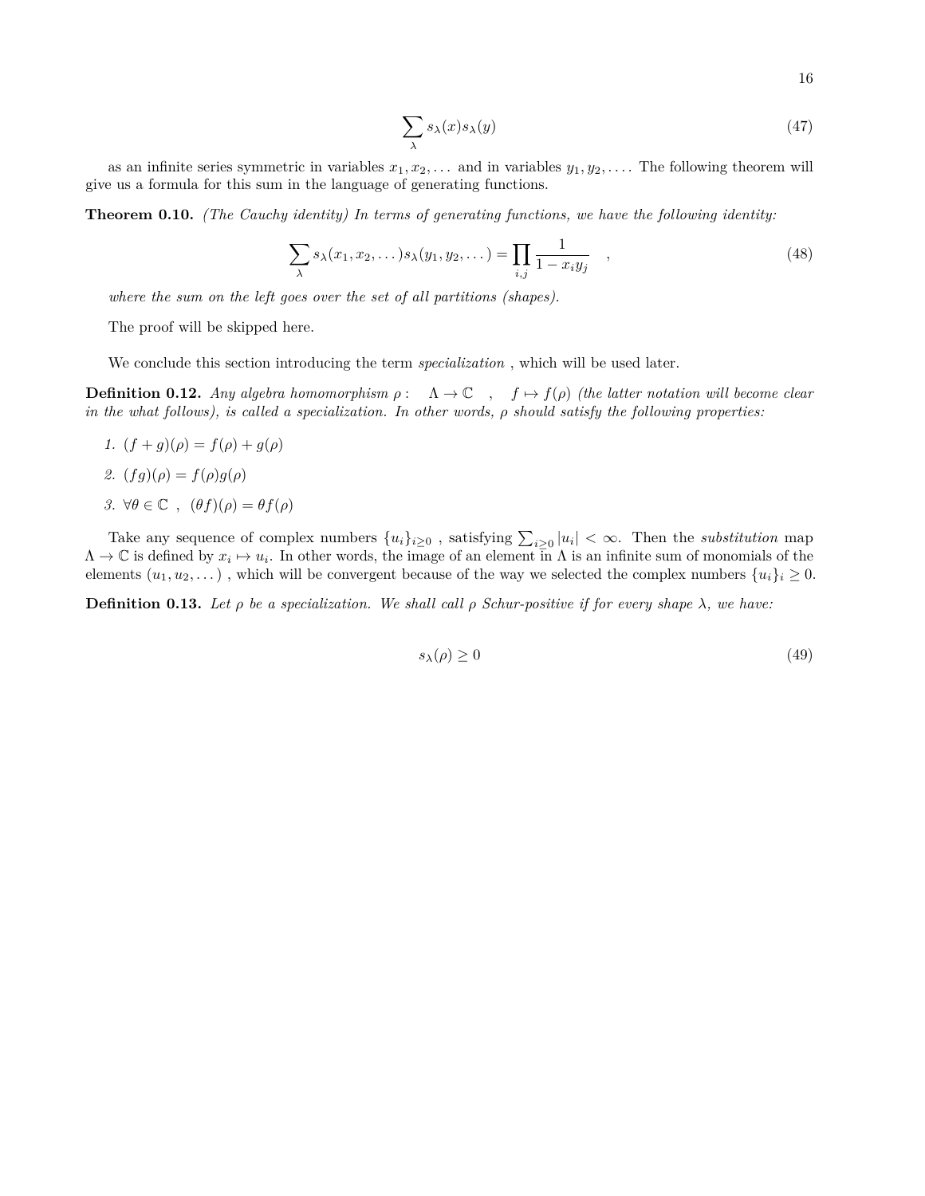$$\sum_{\lambda} s_{\lambda}(x) s_{\lambda}(y) \tag{47}$$

as an infinite series symmetric in variables $x_1, x_2, \dots$ and in variables $y_1, y_2, \dots$. The following theorem will give us a formula for this sum in the language of generating functions.

**Theorem 0.10.** *(The Cauchy identity) In terms of generating functions, we have the following identity:*

$$\sum_{\lambda} s_{\lambda}(x_1, x_2, \dots) s_{\lambda}(y_1, y_2, \dots) = \prod_{i,j} \frac{1}{1 - x_i y_j} \quad , \tag{48}$$

*where the sum on the left goes over the set of all partitions (shapes).*

The proof will be skipped here.

We conclude this section introducing the term *specialization* , which will be used later.

**Definition 0.12.** *Any algebra homomorphism* $\rho : \quad \Lambda \to \mathbb{C} \quad , \quad f \mapsto f(\rho)$ *(the latter notation will become clear in the what follows), is called a specialization. In other words,* $\rho$ *should satisfy the following properties:*

1. $(f+g)(\rho) = f(\rho) + g(\rho)$
2. $(fg)(\rho) = f(\rho) g(\rho)$
3. $\forall \theta \in \mathbb{C} \ , \ (\theta f)(\rho) = \theta f(\rho)$

Take any sequence of complex numbers $\{u_i\}_{i \geq 0}$ , satisfying $\sum_{i \geq 0} |u_i| < \infty$. Then the *substitution* map $\Lambda \to \mathbb{C}$ is defined by $x_i \mapsto u_i$. In other words, the image of an element in $\Lambda$ is an infinite sum of monomials of the elements $(u_1, u_2, \dots)$ , which will be convergent because of the way we selected the complex numbers $\{u_i\}_i \geq 0$.

**Definition 0.13.** *Let* $\rho$ *be a specialization. We shall call* $\rho$ *Schur-positive if for every shape* $\lambda$*, we have:*

$$s_{\lambda}(\rho) \geq 0 \tag{49}$$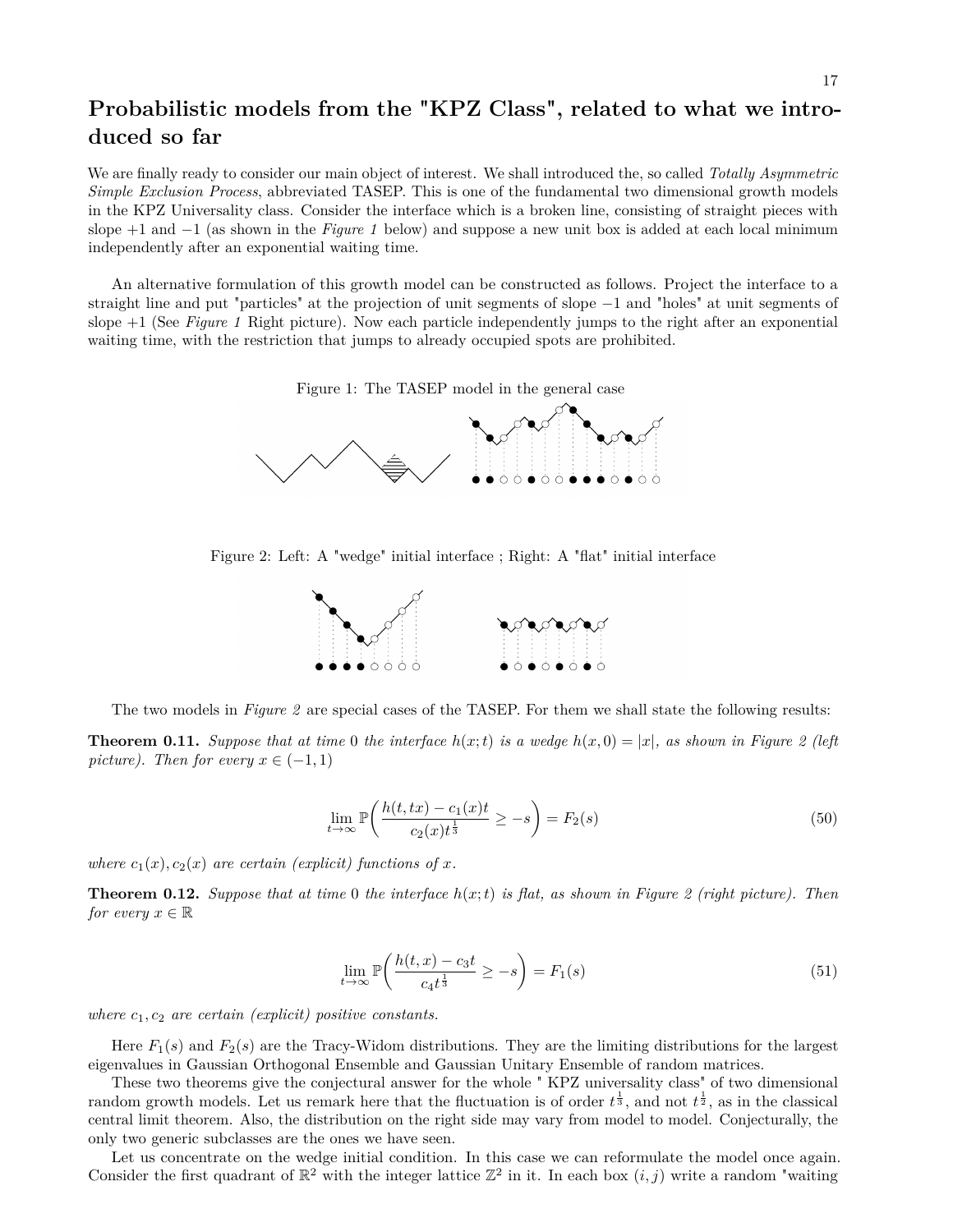# Probabilistic models from the "KPZ Class", related to what we introduced so far

We are finally ready to consider our main object of interest. We shall introduced the, so called *Totally Asymmetric Simple Exclusion Process*, abbreviated TASEP. This is one of the fundamental two dimensional growth models in the KPZ Universality class. Consider the interface which is a broken line, consisting of straight pieces with slope $+1$ and $-1$ (as shown in the *Figure 1* below) and suppose a new unit box is added at each local minimum independently after an exponential waiting time.

An alternative formulation of this growth model can be constructed as follows. Project the interface to a straight line and put "particles" at the projection of unit segments of slope $-1$ and "holes" at unit segments of slope $+1$ (See *Figure 1* Right picture). Now each particle independently jumps to the right after an exponential waiting time, with the restriction that jumps to already occupied spots are prohibited.

Figure 1: The TASEP model in the general case

Figure 2: Left: A "wedge" initial interface ; Right: A "flat" initial interface

The two models in *Figure 2* are special cases of the TASEP. For them we shall state the following results:

**Theorem 0.11.** *Suppose that at time* 0 *the interface* $h(x;t)$ *is a wedge* $h(x,0) = |x|$*, as shown in Figure 2 (left picture). Then for every* $x \in (-1,1)$

$$\lim_{t\to\infty} \mathbb{P}\bigg( \frac{h(t,tx) - c_1(x)t}{c_2(x)t^{\frac{1}{3}}} \geq -s \bigg) = F_2(s) \tag{50}$$

*where* $c_1(x), c_2(x)$ *are certain (explicit) functions of* $x$.

**Theorem 0.12.** *Suppose that at time* 0 *the interface* $h(x;t)$ *is flat, as shown in Figure 2 (right picture). Then for every* $x \in \mathbb{R}$

$$\lim_{t\to\infty} \mathbb{P}\bigg( \frac{h(t,x) - c_3 t}{c_4 t^{\frac{1}{3}}} \geq -s \bigg) = F_1(s) \tag{51}$$

*where* $c_1, c_2$ *are certain (explicit) positive constants.*

Here $F_1(s)$ and $F_2(s)$ are the Tracy-Widom distributions. They are the limiting distributions for the largest eigenvalues in Gaussian Orthogonal Ensemble and Gaussian Unitary Ensemble of random matrices.

These two theorems give the conjectural answer for the whole " KPZ universality class" of two dimensional random growth models. Let us remark here that the fluctuation is of order $t^{\frac{1}{3}}$, and not $t^{\frac{1}{2}}$, as in the classical central limit theorem. Also, the distribution on the right side may vary from model to model. Conjecturally, the only two generic subclasses are the ones we have seen.

Let us concentrate on the wedge initial condition. In this case we can reformulate the model once again. Consider the first quadrant of $\mathbb{R}^2$ with the integer lattice $\mathbb{Z}^2$ in it. In each box $(i,j)$ write a random "waiting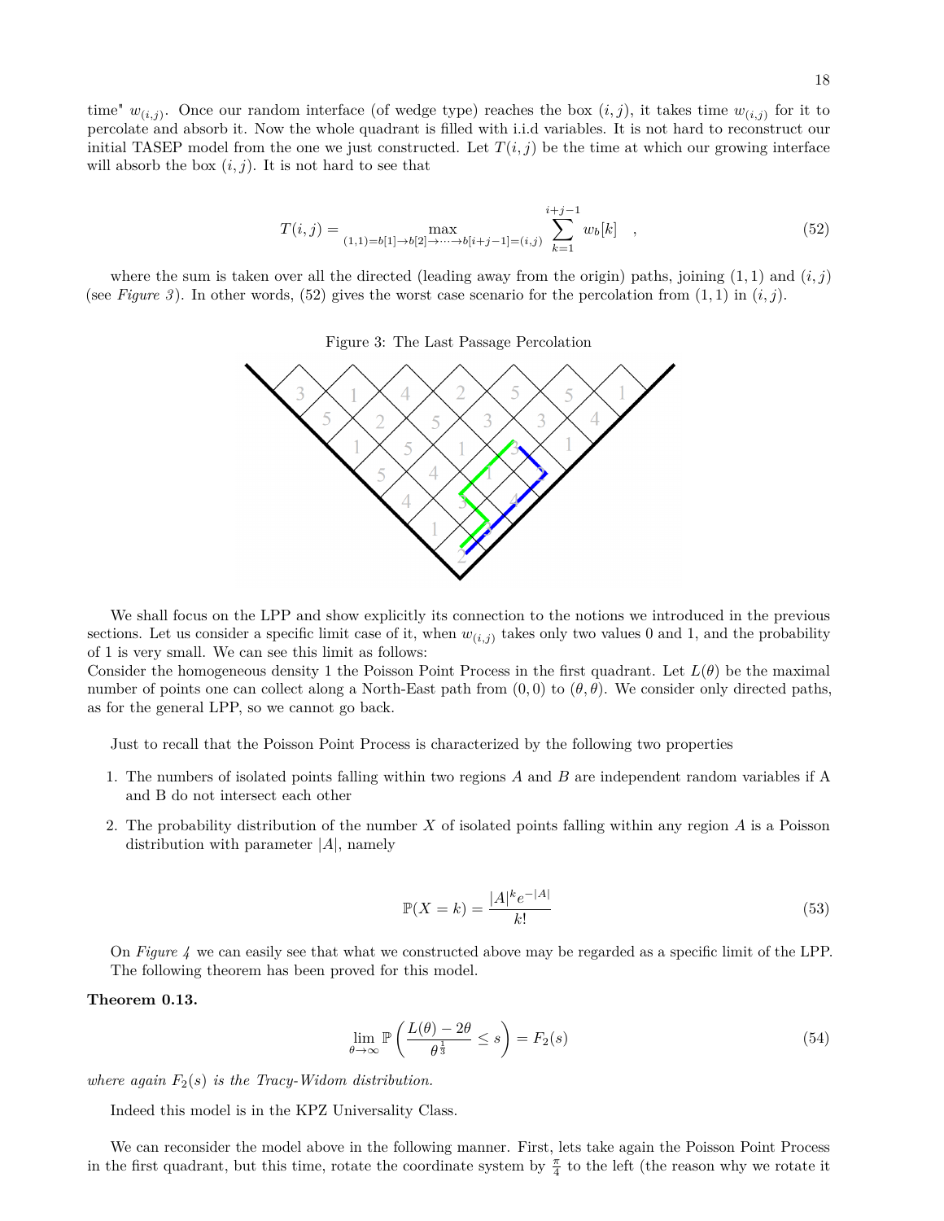time" $w_{(i,j)}$. Once our random interface (of wedge type) reaches the box $(i,j)$, it takes time $w_{(i,j)}$ for it to percolate and absorb it. Now the whole quadrant is filled with i.i.d variables. It is not hard to reconstruct our initial TASEP model from the one we just constructed. Let $T(i,j)$ be the time at which our growing interface will absorb the box $(i,j)$. It is not hard to see that

$$T(i,j) = \max_{(1,1)=b[1]\to b[2]\to\cdots\to b[i+j-1]=(i,j)} \sum_{k=1}^{i+j-1} w_b[k] \quad , \tag{52}$$

where the sum is taken over all the directed (leading away from the origin) paths, joining $(1,1)$ and $(i,j)$ (see *Figure 3*). In other words, (52) gives the worst case scenario for the percolation from $(1,1)$ in $(i,j)$.

Figure 3: The Last Passage Percolation

3
1
4
2
5
5
1
5
2
5
3
3
4
1
5
1
3
1
5
4
1
2
4
3
4
1
2

We shall focus on the LPP and show explicitly its connection to the notions we introduced in the previous sections. Let us consider a specific limit case of it, when $w_{(i,j)}$ takes only two values 0 and 1, and the probability of 1 is very small. We can see this limit as follows:
Consider the homogeneous density 1 the Poisson Point Process in the first quadrant. Let $L(\theta)$ be the maximal number of points one can collect along a North-East path from $(0,0)$ to $(\theta,\theta)$. We consider only directed paths, as for the general LPP, so we cannot go back.

Just to recall that the Poisson Point Process is characterized by the following two properties

1. The numbers of isolated points falling within two regions $A$ and $B$ are independent random variables if A and B do not intersect each other
2. The probability distribution of the number $X$ of isolated points falling within any region $A$ is a Poisson distribution with parameter $|A|$, namely

$$\mathbb{P}(X=k) = \frac{|A|^k e^{-|A|}}{k!} \tag{53}$$

On *Figure 4* we can easily see that what we constructed above may be regarded as a specific limit of the LPP. The following theorem has been proved for this model.

**Theorem 0.13.**

$$\lim_{\theta\to\infty} \mathbb{P}\left(\frac{L(\theta)-2\theta}{\theta^{\frac{1}{3}}} \le s\right) = F_2(s) \tag{54}$$

*where again $F_2(s)$ is the Tracy-Widom distribution.*

Indeed this model is in the KPZ Universality Class.

We can reconsider the model above in the following manner. First, lets take again the Poisson Point Process in the first quadrant, but this time, rotate the coordinate system by $\frac{\pi}{4}$ to the left (the reason why we rotate it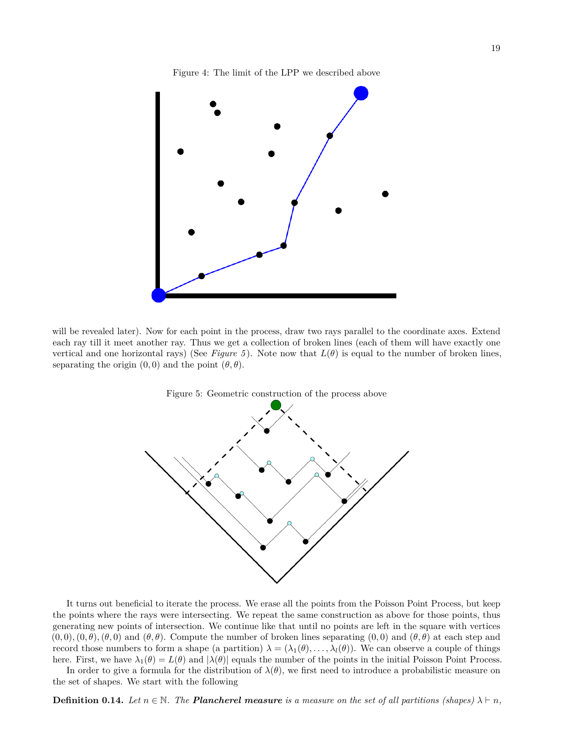Figure 4: The limit of the LPP we described above

will be revealed later). Now for each point in the process, draw two rays parallel to the coordinate axes. Extend each ray till it meet another ray. Thus we get a collection of broken lines (each of them will have exactly one vertical and one horizontal rays) (See *Figure 5*). Note now that $L(\theta)$ is equal to the number of broken lines, separating the origin $(0,0)$ and the point $(\theta,\theta)$.

Figure 5: Geometric construction of the process above

It turns out beneficial to iterate the process. We erase all the points from the Poisson Point Process, but keep the points where the rays were intersecting. We repeat the same construction as above for those points, thus generating new points of intersection. We continue like that until no points are left in the square with vertices $(0,0),(0,\theta),(\theta,0)$ and $(\theta,\theta)$. Compute the number of broken lines separating $(0,0)$ and $(\theta,\theta)$ at each step and record those numbers to form a shape (a partition) $\lambda = (\lambda_1(\theta),\ldots,\lambda_l(\theta))$. We can observe a couple of things here. First, we have $\lambda_1(\theta) = L(\theta)$ and $|\lambda(\theta)|$ equals the number of the points in the initial Poisson Point Process.

In order to give a formula for the distribution of $\lambda(\theta)$, we first need to introduce a probabilistic measure on the set of shapes. We start with the following

**Definition 0.14.** *Let $n \in \mathbb{N}$. The* ***Plancherel measure*** *is a measure on the set of all partitions (shapes) $\lambda \vdash n$,*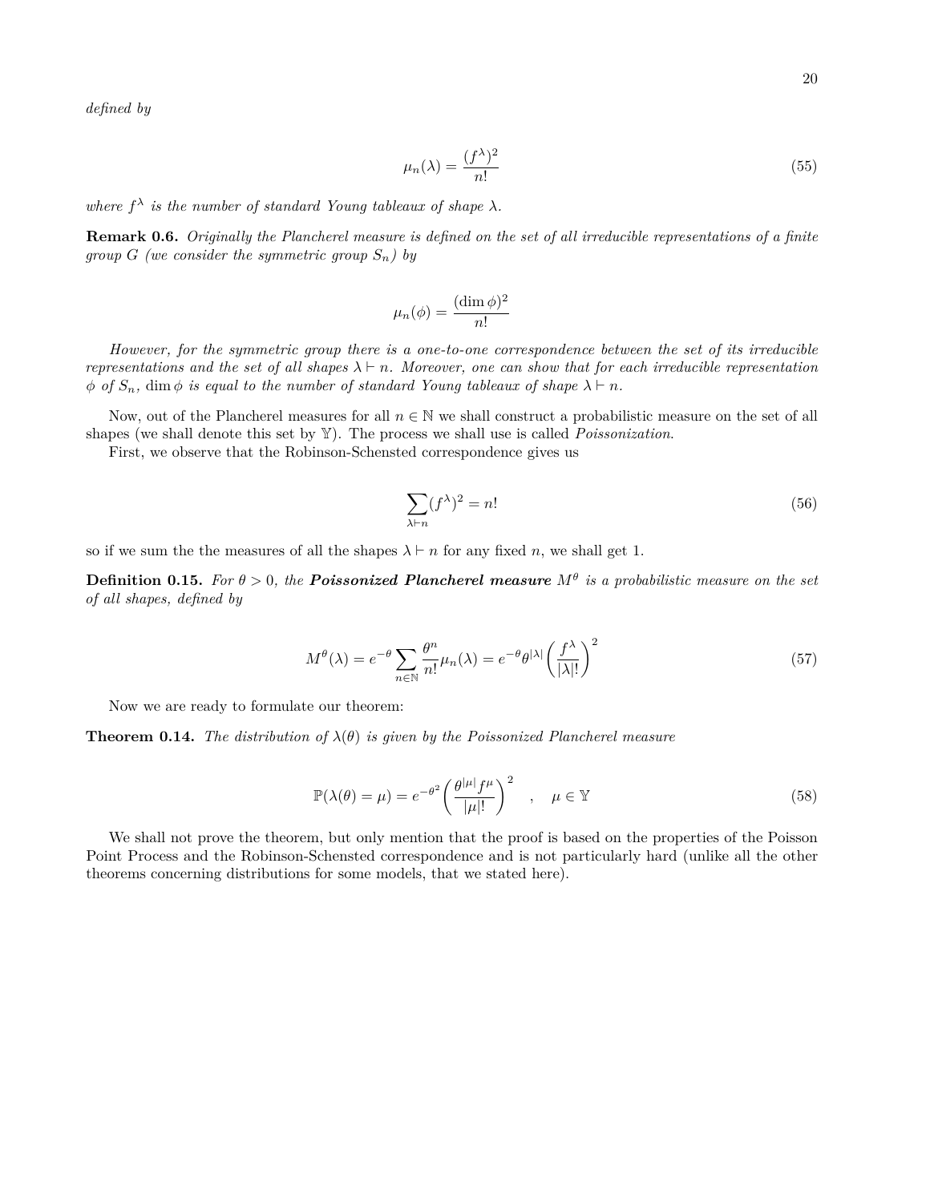*defined by*

$$\mu_n(\lambda) = \frac{(f^\lambda)^2}{n!} \tag{55}$$

*where $f^\lambda$ is the number of standard Young tableaux of shape $\lambda$.*

**Remark 0.6.** *Originally the Plancherel measure is defined on the set of all irreducible representations of a finite group $G$ (we consider the symmetric group $S_n$) by*

$$\mu_n(\phi) = \frac{(\dim \phi)^2}{n!}$$

*However, for the symmetric group there is a one-to-one correspondence between the set of its irreducible representations and the set of all shapes $\lambda \vdash n$. Moreover, one can show that for each irreducible representation $\phi$ of $S_n$, $\dim \phi$ is equal to the number of standard Young tableaux of shape $\lambda \vdash n$.*

Now, out of the Plancherel measures for all $n \in \mathbb{N}$ we shall construct a probabilistic measure on the set of all shapes (we shall denote this set by $\mathbb{Y}$). The process we shall use is called *Poissonization*.

First, we observe that the Robinson-Schensted correspondence gives us

$$\sum_{\lambda \vdash n} (f^\lambda)^2 = n! \tag{56}$$

so if we sum the the measures of all the shapes $\lambda \vdash n$ for any fixed $n$, we shall get 1.

**Definition 0.15.** *For $\theta > 0$, the **Poissonized Plancherel measure** $M^\theta$ is a probabilistic measure on the set of all shapes, defined by*

$$M^\theta(\lambda) = e^{-\theta} \sum_{n \in \mathbb{N}} \frac{\theta^n}{n!} \mu_n(\lambda) = e^{-\theta} \theta^{|\lambda|} \left( \frac{f^\lambda}{|\lambda|!} \right)^2 \tag{57}$$

Now we are ready to formulate our theorem:

**Theorem 0.14.** *The distribution of $\lambda(\theta)$ is given by the Poissonized Plancherel measure*

$$\mathbb{P}(\lambda(\theta) = \mu) = e^{-\theta^2} \left( \frac{\theta^{|\mu|} f^\mu}{|\mu|!} \right)^2 \quad , \quad \mu \in \mathbb{Y} \tag{58}$$

We shall not prove the theorem, but only mention that the proof is based on the properties of the Poisson Point Process and the Robinson-Schensted correspondence and is not particularly hard (unlike all the other theorems concerning distributions for some models, that we stated here).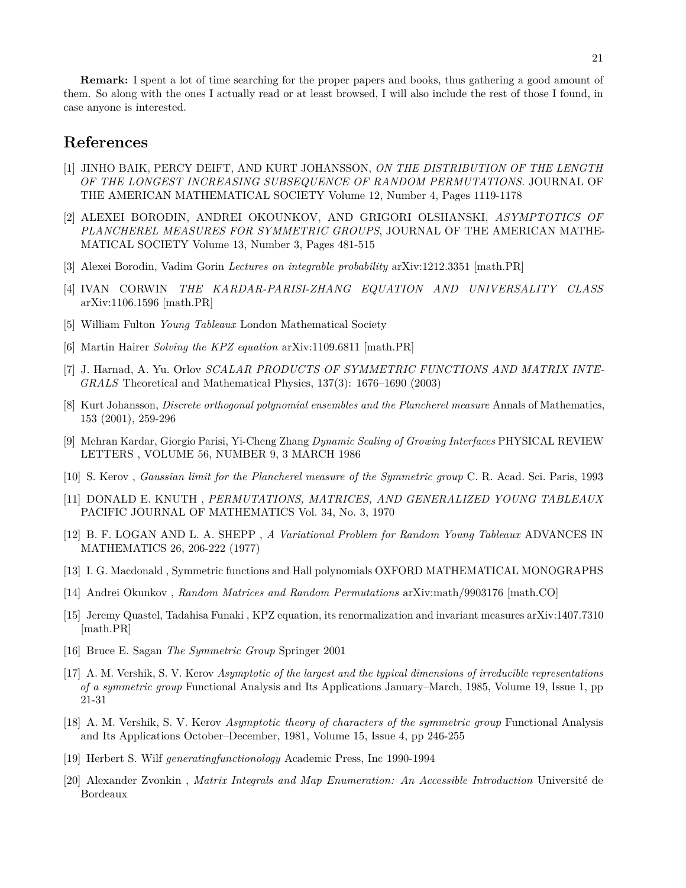**Remark:** I spent a lot of time searching for the proper papers and books, thus gathering a good amount of them. So along with the ones I actually read or at least browsed, I will also include the rest of those I found, in case anyone is interested.

## References

[1] JINHO BAIK, PERCY DEIFT, AND KURT JOHANSSON, *ON THE DISTRIBUTION OF THE LENGTH OF THE LONGEST INCREASING SUBSEQUENCE OF RANDOM PERMUTATIONS*. JOURNAL OF THE AMERICAN MATHEMATICAL SOCIETY Volume 12, Number 4, Pages 1119-1178

[2] ALEXEI BORODIN, ANDREI OKOUNKOV, AND GRIGORI OLSHANSKI, *ASYMPTOTICS OF PLANCHEREL MEASURES FOR SYMMETRIC GROUPS*, JOURNAL OF THE AMERICAN MATHEMATICAL SOCIETY Volume 13, Number 3, Pages 481-515

[3] Alexei Borodin, Vadim Gorin *Lectures on integrable probability* arXiv:1212.3351 [math.PR]

[4] IVAN CORWIN *THE KARDAR-PARISI-ZHANG EQUATION AND UNIVERSALITY CLASS* arXiv:1106.1596 [math.PR]

[5] William Fulton *Young Tableaux* London Mathematical Society

[6] Martin Hairer *Solving the KPZ equation* arXiv:1109.6811 [math.PR]

[7] J. Harnad, A. Yu. Orlov *SCALAR PRODUCTS OF SYMMETRIC FUNCTIONS AND MATRIX INTEGRALS* Theoretical and Mathematical Physics, 137(3): 1676–1690 (2003)

[8] Kurt Johansson, *Discrete orthogonal polynomial ensembles and the Plancherel measure* Annals of Mathematics, 153 (2001), 259-296

[9] Mehran Kardar, Giorgio Parisi, Yi-Cheng Zhang *Dynamic Scaling of Growing Interfaces* PHYSICAL REVIEW LETTERS , VOLUME 56, NUMBER 9, 3 MARCH 1986

[10] S. Kerov , *Gaussian limit for the Plancherel measure of the Symmetric group* C. R. Acad. Sci. Paris, 1993

[11] DONALD E. KNUTH , *PERMUTATIONS, MATRICES, AND GENERALIZED YOUNG TABLEAUX* PACIFIC JOURNAL OF MATHEMATICS Vol. 34, No. 3, 1970

[12] B. F. LOGAN AND L. A. SHEPP , *A Variational Problem for Random Young Tableaux* ADVANCES IN MATHEMATICS 26, 206-222 (1977)

[13] I. G. Macdonald , Symmetric functions and Hall polynomials OXFORD MATHEMATICAL MONOGRAPHS

[14] Andrei Okunkov , *Random Matrices and Random Permutations* arXiv:math/9903176 [math.CO]

[15] Jeremy Quastel, Tadahisa Funaki , KPZ equation, its renormalization and invariant measures arXiv:1407.7310 [math.PR]

[16] Bruce E. Sagan *The Symmetric Group* Springer 2001

[17] A. M. Vershik, S. V. Kerov *Asymptotic of the largest and the typical dimensions of irreducible representations of a symmetric group* Functional Analysis and Its Applications January–March, 1985, Volume 19, Issue 1, pp 21-31

[18] A. M. Vershik, S. V. Kerov *Asymptotic theory of characters of the symmetric group* Functional Analysis and Its Applications October–December, 1981, Volume 15, Issue 4, pp 246-255

[19] Herbert S. Wilf *generatingfunctionology* Academic Press, Inc 1990-1994

[20] Alexander Zvonkin , *Matrix Integrals and Map Enumeration: An Accessible Introduction* Université de Bordeaux